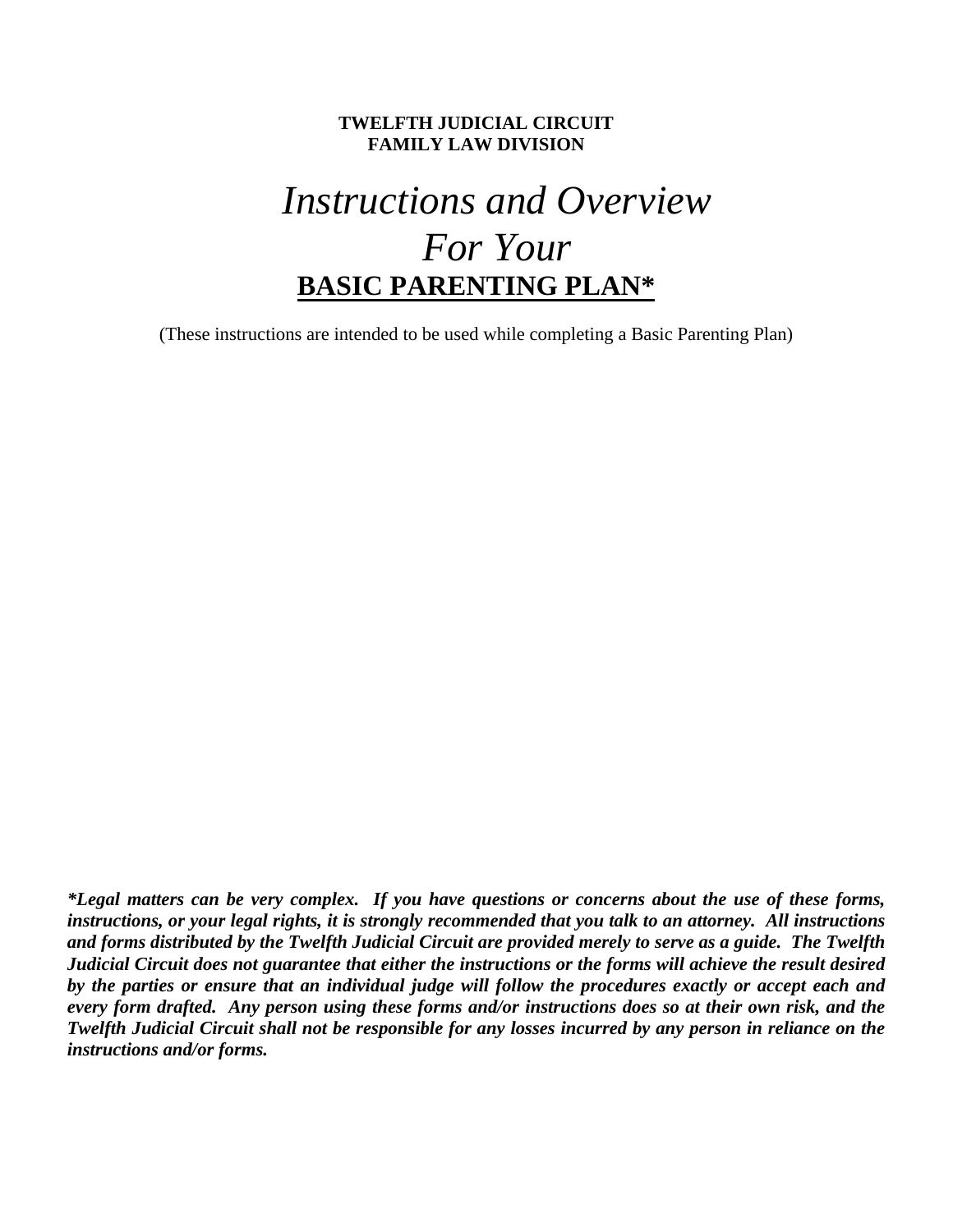**TWELFTH JUDICIAL CIRCUIT**
**FAMILY LAW DIVISION**

# *Instructions and Overview For Your*

# **BASIC PARENTING PLAN***

(These instructions are intended to be used while completing a Basic Parenting Plan)

***Legal matters can be very complex. If you have questions or concerns about the use of these forms, instructions, or your legal rights, it is strongly recommended that you talk to an attorney. All instructions and forms distributed by the Twelfth Judicial Circuit are provided merely to serve as a guide. The Twelfth Judicial Circuit does not guarantee that either the instructions or the forms will achieve the result desired by the parties or ensure that an individual judge will follow the procedures exactly or accept each and every form drafted. Any person using these forms and/or instructions does so at their own risk, and the Twelfth Judicial Circuit shall not be responsible for any losses incurred by any person in reliance on the instructions and/or forms.***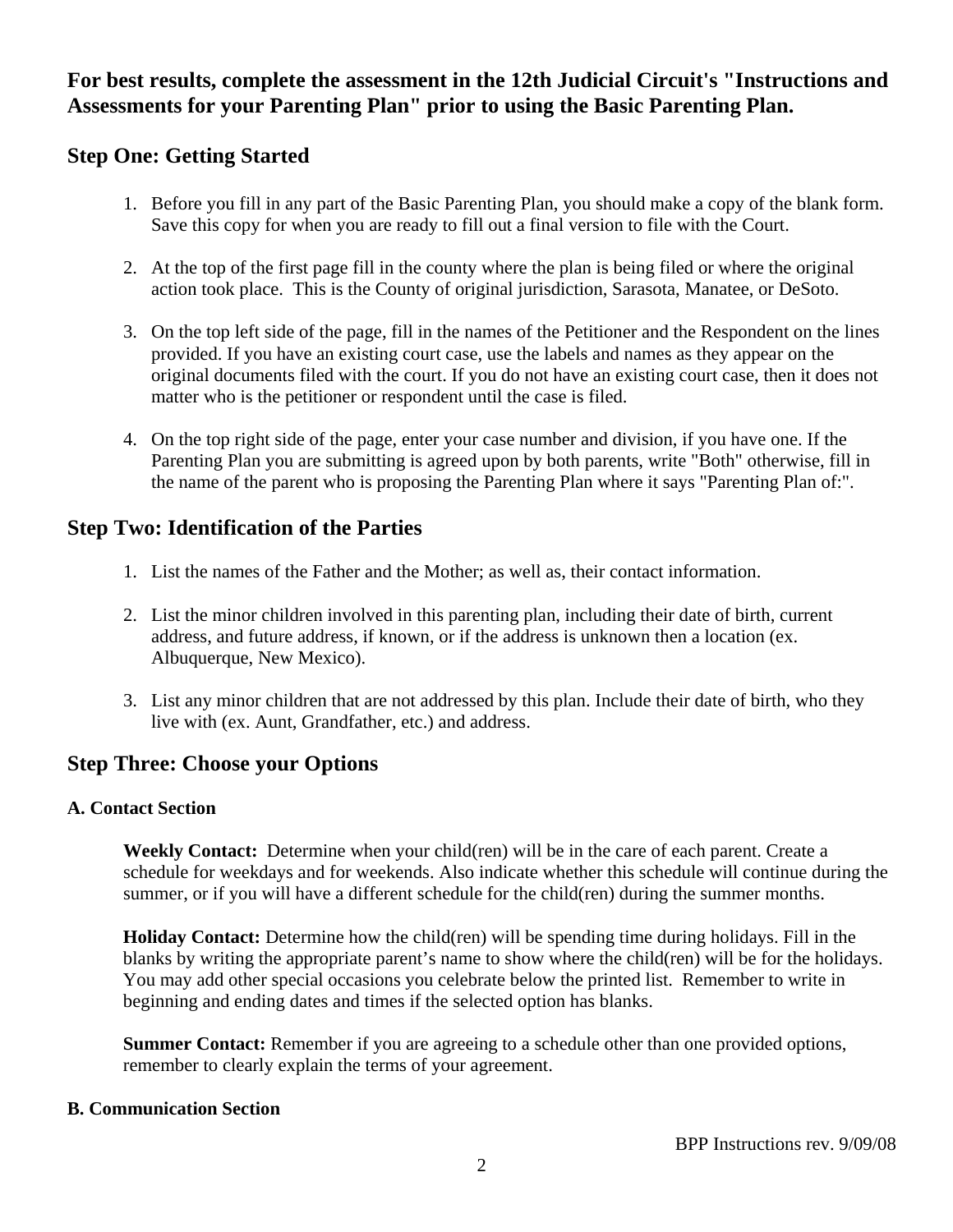**For best results, complete the assessment in the 12th Judicial Circuit's "Instructions and Assessments for your Parenting Plan" prior to using the Basic Parenting Plan.**

## Step One: Getting Started

1. Before you fill in any part of the Basic Parenting Plan, you should make a copy of the blank form. Save this copy for when you are ready to fill out a final version to file with the Court.

2. At the top of the first page fill in the county where the plan is being filed or where the original action took place. This is the County of original jurisdiction, Sarasota, Manatee, or DeSoto.

3. On the top left side of the page, fill in the names of the Petitioner and the Respondent on the lines provided. If you have an existing court case, use the labels and names as they appear on the original documents filed with the court. If you do not have an existing court case, then it does not matter who is the petitioner or respondent until the case is filed.

4. On the top right side of the page, enter your case number and division, if you have one. If the Parenting Plan you are submitting is agreed upon by both parents, write "Both" otherwise, fill in the name of the parent who is proposing the Parenting Plan where it says "Parenting Plan of:".

## Step Two: Identification of the Parties

1. List the names of the Father and the Mother; as well as, their contact information.

2. List the minor children involved in this parenting plan, including their date of birth, current address, and future address, if known, or if the address is unknown then a location (ex. Albuquerque, New Mexico).

3. List any minor children that are not addressed by this plan. Include their date of birth, who they live with (ex. Aunt, Grandfather, etc.) and address.

## Step Three: Choose your Options

### A. Contact Section

**Weekly Contact:** Determine when your child(ren) will be in the care of each parent. Create a schedule for weekdays and for weekends. Also indicate whether this schedule will continue during the summer, or if you will have a different schedule for the child(ren) during the summer months.

**Holiday Contact:** Determine how the child(ren) will be spending time during holidays. Fill in the blanks by writing the appropriate parent's name to show where the child(ren) will be for the holidays. You may add other special occasions you celebrate below the printed list. Remember to write in beginning and ending dates and times if the selected option has blanks.

**Summer Contact:** Remember if you are agreeing to a schedule other than one provided options, remember to clearly explain the terms of your agreement.

### B. Communication Section

BPP Instructions rev. 9/09/08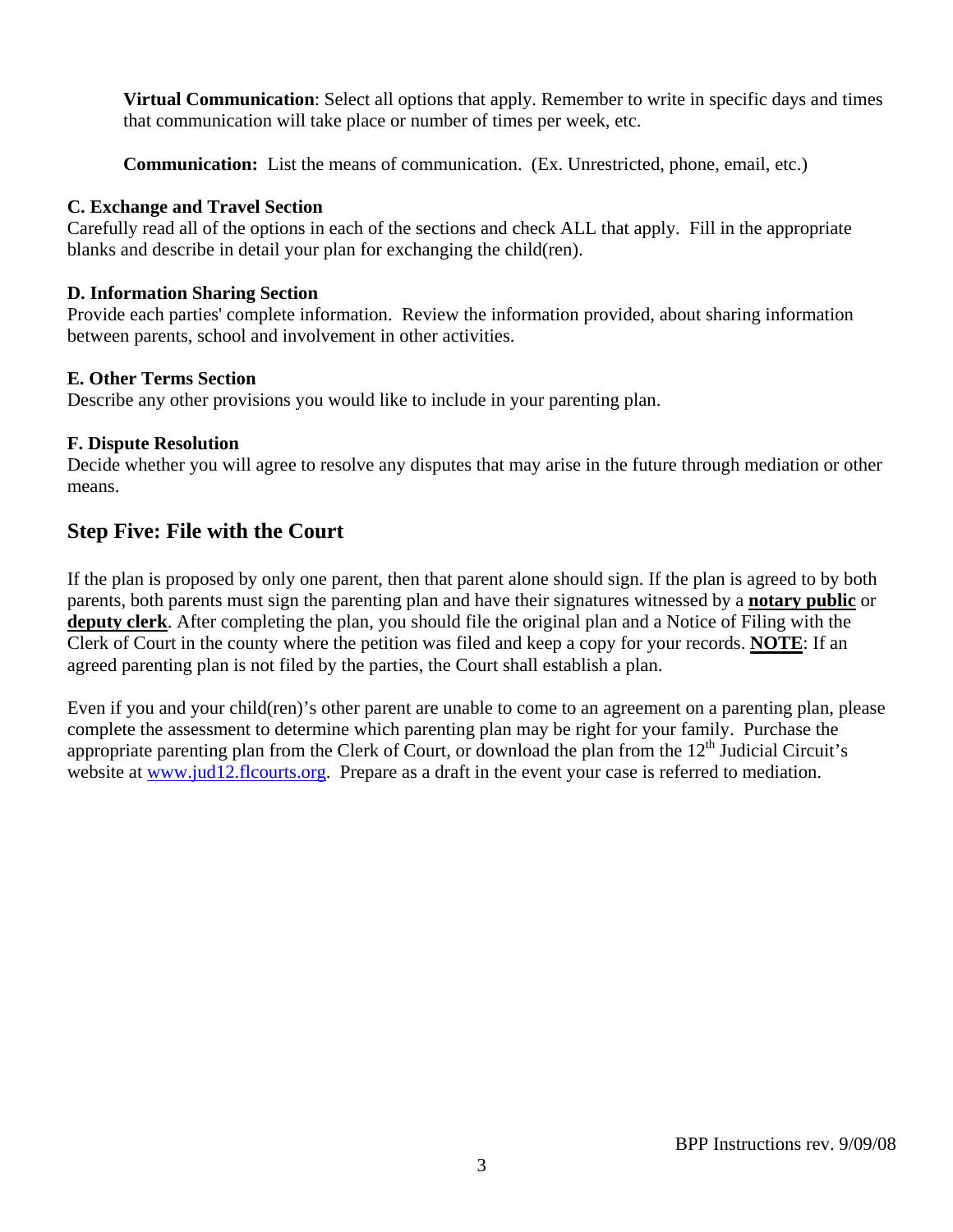**Virtual Communication**: Select all options that apply. Remember to write in specific days and times that communication will take place or number of times per week, etc.

**Communication:** List the means of communication. (Ex. Unrestricted, phone, email, etc.)

**C. Exchange and Travel Section**
Carefully read all of the options in each of the sections and check ALL that apply. Fill in the appropriate blanks and describe in detail your plan for exchanging the child(ren).

**D. Information Sharing Section**
Provide each parties' complete information. Review the information provided, about sharing information between parents, school and involvement in other activities.

**E. Other Terms Section**
Describe any other provisions you would like to include in your parenting plan.

**F. Dispute Resolution**
Decide whether you will agree to resolve any disputes that may arise in the future through mediation or other means.

## Step Five: File with the Court

If the plan is proposed by only one parent, then that parent alone should sign. If the plan is agreed to by both parents, both parents must sign the parenting plan and have their signatures witnessed by a **notary public** or **deputy clerk**. After completing the plan, you should file the original plan and a Notice of Filing with the Clerk of Court in the county where the petition was filed and keep a copy for your records. **NOTE**: If an agreed parenting plan is not filed by the parties, the Court shall establish a plan.

Even if you and your child(ren)'s other parent are unable to come to an agreement on a parenting plan, please complete the assessment to determine which parenting plan may be right for your family. Purchase the appropriate parenting plan from the Clerk of Court, or download the plan from the 12th Judicial Circuit's website at www.jud12.flcourts.org. Prepare as a draft in the event your case is referred to mediation.

BPP Instructions rev. 9/09/08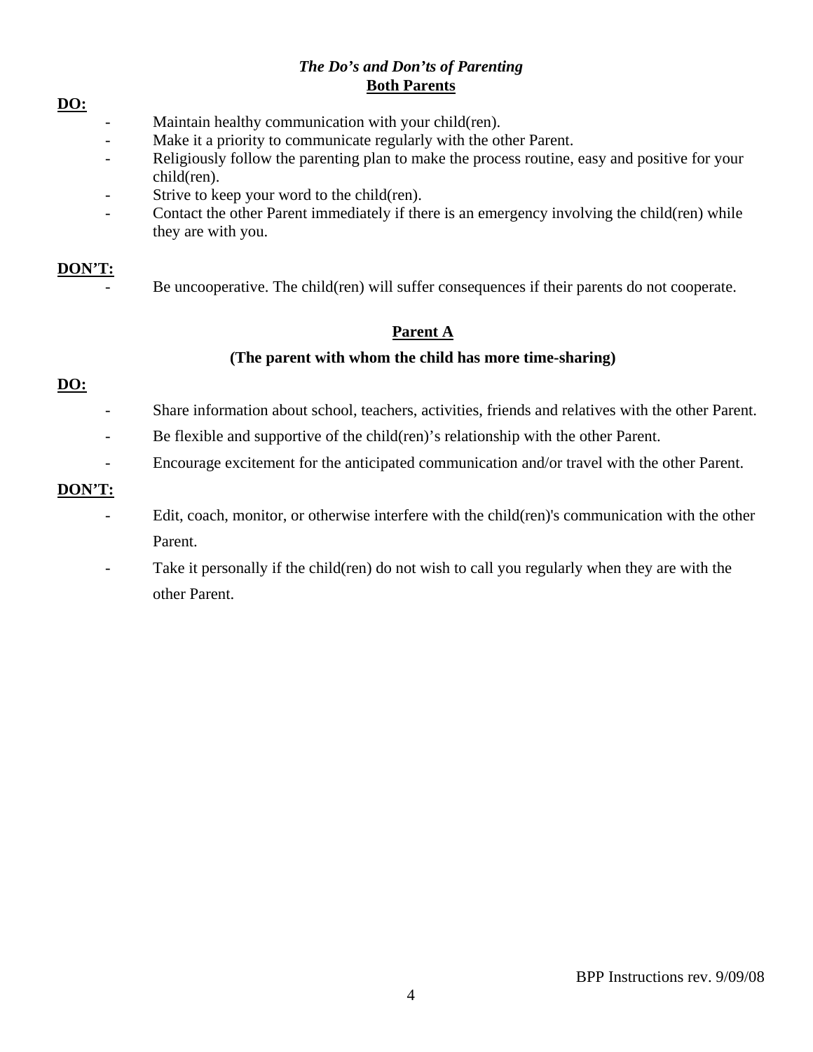### *The Do's and Don'ts of Parenting*

## Both Parents

**DO:**

- Maintain healthy communication with your child(ren).
- Make it a priority to communicate regularly with the other Parent.
- Religiously follow the parenting plan to make the process routine, easy and positive for your child(ren).
- Strive to keep your word to the child(ren).
- Contact the other Parent immediately if there is an emergency involving the child(ren) while they are with you.

**DON'T:**

- Be uncooperative. The child(ren) will suffer consequences if their parents do not cooperate.

## Parent A

**(The parent with whom the child has more time-sharing)**

**DO:**

- Share information about school, teachers, activities, friends and relatives with the other Parent.
- Be flexible and supportive of the child(ren)'s relationship with the other Parent.
- Encourage excitement for the anticipated communication and/or travel with the other Parent.

**DON'T:**

- Edit, coach, monitor, or otherwise interfere with the child(ren)'s communication with the other Parent.
- Take it personally if the child(ren) do not wish to call you regularly when they are with the other Parent.

BPP Instructions rev. 9/09/08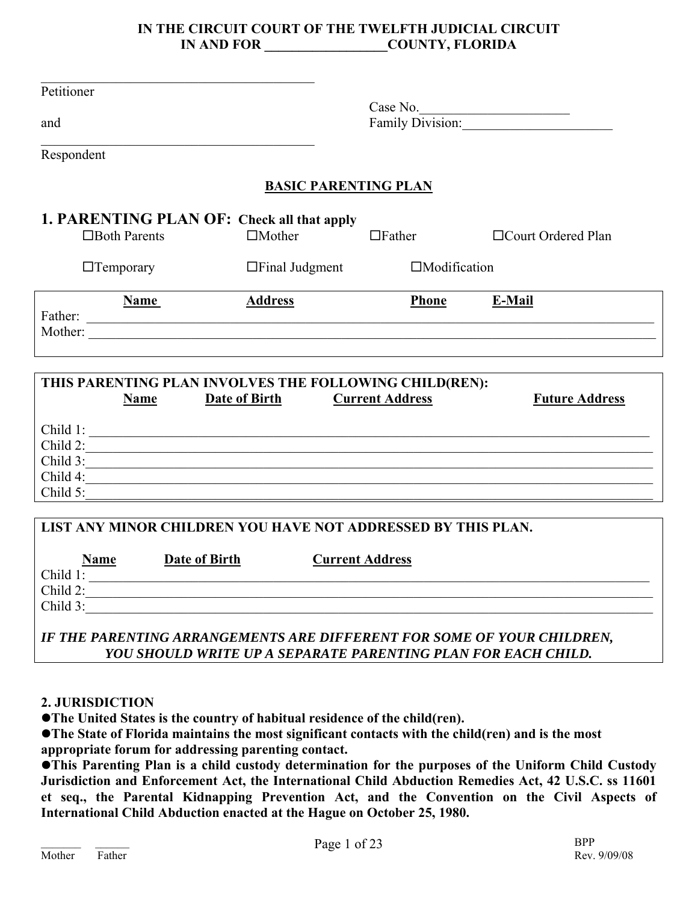**IN THE CIRCUIT COURT OF THE TWELFTH JUDICIAL CIRCUIT**
**IN AND FOR __________________COUNTY, FLORIDA**

_________________________________________
Petitioner

and

_________________________________________
Respondent

Case No.______________________
Family Division:______________________

## BASIC PARENTING PLAN

## 1. PARENTING PLAN OF: Check all that apply

☐Both Parents ☐Mother ☐Father ☐Court Ordered Plan

☐Temporary ☐Final Judgment ☐Modification

| | Name | Address | Phone | E-Mail |
|---|---|---|---|---|
| Father: | | | | |
| Mother: | | | | |

**THIS PARENTING PLAN INVOLVES THE FOLLOWING CHILD(REN):**

| | Name | Date of Birth | Current Address | Future Address |
|---|---|---|---|---|
| Child 1: | | | | |
| Child 2: | | | | |
| Child 3: | | | | |
| Child 4: | | | | |
| Child 5: | | | | |

**LIST ANY MINOR CHILDREN YOU HAVE NOT ADDRESSED BY THIS PLAN.**

| | Name | Date of Birth | Current Address |
|---|---|---|---|
| Child 1: | | | |
| Child 2: | | | |
| Child 3: | | | |

***IF THE PARENTING ARRANGEMENTS ARE DIFFERENT FOR SOME OF YOUR CHILDREN, YOU SHOULD WRITE UP A SEPARATE PARENTING PLAN FOR EACH CHILD.***

**2. JURISDICTION**

- **The United States is the country of habitual residence of the child(ren).**
- **The State of Florida maintains the most significant contacts with the child(ren) and is the most appropriate forum for addressing parenting contact.**
- **This Parenting Plan is a child custody determination for the purposes of the Uniform Child Custody Jurisdiction and Enforcement Act, the International Child Abduction Remedies Act, 42 U.S.C. ss 11601 et seq., the Parental Kidnapping Prevention Act, and the Convention on the Civil Aspects of International Child Abduction enacted at the Hague on October 25, 1980.**

_______ ______
Mother Father

BPP
Rev. 9/09/08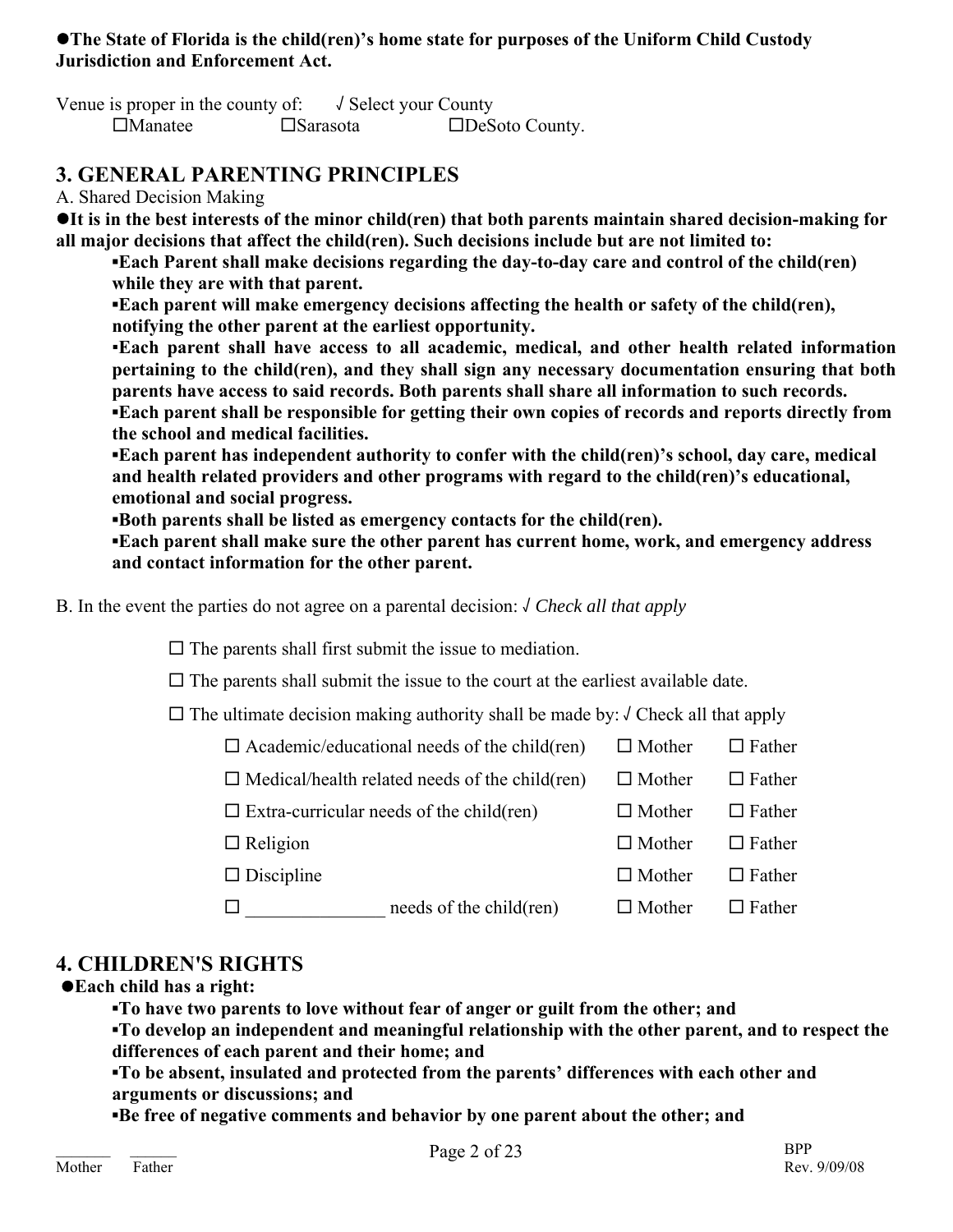●**The State of Florida is the child(ren)'s home state for purposes of the Uniform Child Custody Jurisdiction and Enforcement Act.**

Venue is proper in the county of: √ Select your County

☐Manatee ☐Sarasota ☐DeSoto County.

## 3. GENERAL PARENTING PRINCIPLES

A. Shared Decision Making

●**It is in the best interests of the minor child(ren) that both parents maintain shared decision-making for all major decisions that affect the child(ren). Such decisions include but are not limited to:**

- **Each Parent shall make decisions regarding the day-to-day care and control of the child(ren) while they are with that parent.**
- **Each parent will make emergency decisions affecting the health or safety of the child(ren), notifying the other parent at the earliest opportunity.**
- **Each parent shall have access to all academic, medical, and other health related information pertaining to the child(ren), and they shall sign any necessary documentation ensuring that both parents have access to said records. Both parents shall share all information to such records.**
- **Each parent shall be responsible for getting their own copies of records and reports directly from the school and medical facilities.**
- **Each parent has independent authority to confer with the child(ren)'s school, day care, medical and health related providers and other programs with regard to the child(ren)'s educational, emotional and social progress.**
- **Both parents shall be listed as emergency contacts for the child(ren).**
- **Each parent shall make sure the other parent has current home, work, and emergency address and contact information for the other parent.**

B. In the event the parties do not agree on a parental decision: √ *Check all that apply*

☐ The parents shall first submit the issue to mediation.

☐ The parents shall submit the issue to the court at the earliest available date.

☐ The ultimate decision making authority shall be made by: √ Check all that apply

| | | |
|---|---|---|
| ☐ Academic/educational needs of the child(ren) | ☐ Mother | ☐ Father |
| ☐ Medical/health related needs of the child(ren) | ☐ Mother | ☐ Father |
| ☐ Extra-curricular needs of the child(ren) | ☐ Mother | ☐ Father |
| ☐ Religion | ☐ Mother | ☐ Father |
| ☐ Discipline | ☐ Mother | ☐ Father |
| ☐ _______________ needs of the child(ren) | ☐ Mother | ☐ Father |

## 4. CHILDREN'S RIGHTS

●**Each child has a right:**

- **To have two parents to love without fear of anger or guilt from the other; and**
- **To develop an independent and meaningful relationship with the other parent, and to respect the differences of each parent and their home; and**
- **To be absent, insulated and protected from the parents' differences with each other and arguments or discussions; and**
- **Be free of negative comments and behavior by one parent about the other; and**

_______ ______
Mother Father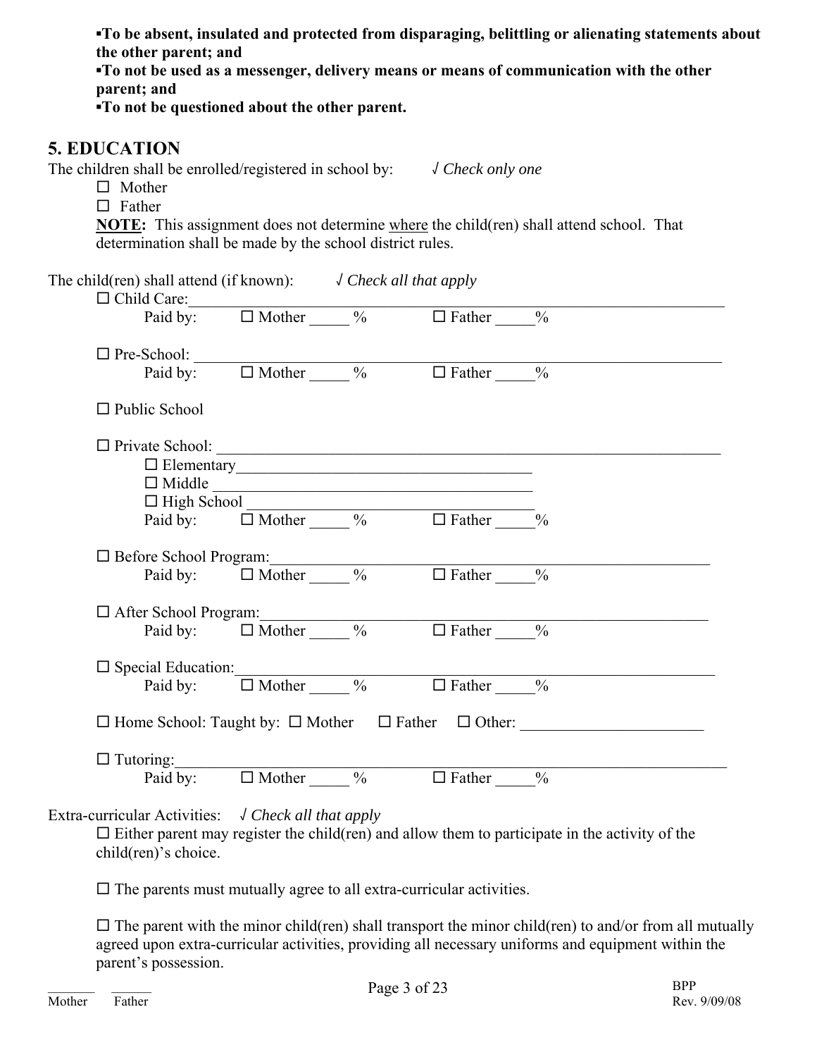- **To be absent, insulated and protected from disparaging, belittling or alienating statements about the other parent; and**
- **To not be used as a messenger, delivery means or means of communication with the other parent; and**
- **To not be questioned about the other parent.**

## 5. EDUCATION

The children shall be enrolled/registered in school by: √ *Check only one*

- ☐ Mother
- ☐ Father

**NOTE:** This assignment does not determine <u>where</u> the child(ren) shall attend school. That determination shall be made by the school district rules.

The child(ren) shall attend (if known): √ *Check all that apply*

☐ Child Care:\_\_\_\_\_\_\_\_\_\_\_\_\_\_\_\_\_\_\_\_\_\_\_\_\_\_\_\_\_\_\_\_\_\_\_\_\_\_\_\_\_\_\_\_\_\_\_\_\_\_\_\_
Paid by: ☐ Mother \_\_\_\_\_ % ☐ Father \_\_\_\_\_%

☐ Pre-School: \_\_\_\_\_\_\_\_\_\_\_\_\_\_\_\_\_\_\_\_\_\_\_\_\_\_\_\_\_\_\_\_\_\_\_\_\_\_\_\_\_\_\_\_\_\_\_\_\_\_\_\_
Paid by: ☐ Mother \_\_\_\_\_ % ☐ Father \_\_\_\_\_%

☐ Public School

☐ Private School: \_\_\_\_\_\_\_\_\_\_\_\_\_\_\_\_\_\_\_\_\_\_\_\_\_\_\_\_\_\_\_\_\_\_\_\_\_\_\_\_\_\_\_\_\_\_\_\_\_\_\_\_
☐ Elementary\_\_\_\_\_\_\_\_\_\_\_\_\_\_\_\_\_\_\_\_\_\_\_\_\_\_\_\_\_\_\_\_\_\_\_\_
☐ Middle \_\_\_\_\_\_\_\_\_\_\_\_\_\_\_\_\_\_\_\_\_\_\_\_\_\_\_\_\_\_\_\_\_\_\_\_
☐ High School \_\_\_\_\_\_\_\_\_\_\_\_\_\_\_\_\_\_\_\_\_\_\_\_\_\_\_\_\_\_\_\_\_\_\_\_
Paid by: ☐ Mother \_\_\_\_\_ % ☐ Father \_\_\_\_\_%

☐ Before School Program:\_\_\_\_\_\_\_\_\_\_\_\_\_\_\_\_\_\_\_\_\_\_\_\_\_\_\_\_\_\_\_\_\_\_\_\_\_\_\_\_\_\_\_\_\_\_\_\_
Paid by: ☐ Mother \_\_\_\_\_ % ☐ Father \_\_\_\_\_%

☐ After School Program:\_\_\_\_\_\_\_\_\_\_\_\_\_\_\_\_\_\_\_\_\_\_\_\_\_\_\_\_\_\_\_\_\_\_\_\_\_\_\_\_\_\_\_\_\_\_\_\_
Paid by: ☐ Mother \_\_\_\_\_ % ☐ Father \_\_\_\_\_%

☐ Special Education:\_\_\_\_\_\_\_\_\_\_\_\_\_\_\_\_\_\_\_\_\_\_\_\_\_\_\_\_\_\_\_\_\_\_\_\_\_\_\_\_\_\_\_\_\_\_\_\_\_\_
Paid by: ☐ Mother \_\_\_\_\_ % ☐ Father \_\_\_\_\_%

☐ Home School: Taught by: ☐ Mother ☐ Father ☐ Other: \_\_\_\_\_\_\_\_\_\_\_\_\_\_\_\_\_\_\_\_\_\_\_

☐ Tutoring:\_\_\_\_\_\_\_\_\_\_\_\_\_\_\_\_\_\_\_\_\_\_\_\_\_\_\_\_\_\_\_\_\_\_\_\_\_\_\_\_\_\_\_\_\_\_\_\_\_\_\_\_\_\_
Paid by: ☐ Mother \_\_\_\_\_ % ☐ Father \_\_\_\_\_%

Extra-curricular Activities: √ *Check all that apply*

☐ Either parent may register the child(ren) and allow them to participate in the activity of the child(ren)'s choice.

☐ The parents must mutually agree to all extra-curricular activities.

☐ The parent with the minor child(ren) shall transport the minor child(ren) to and/or from all mutually agreed upon extra-curricular activities, providing all necessary uniforms and equipment within the parent's possession.

\_\_\_\_\_\_\_ \_\_\_\_\_\_
Mother Father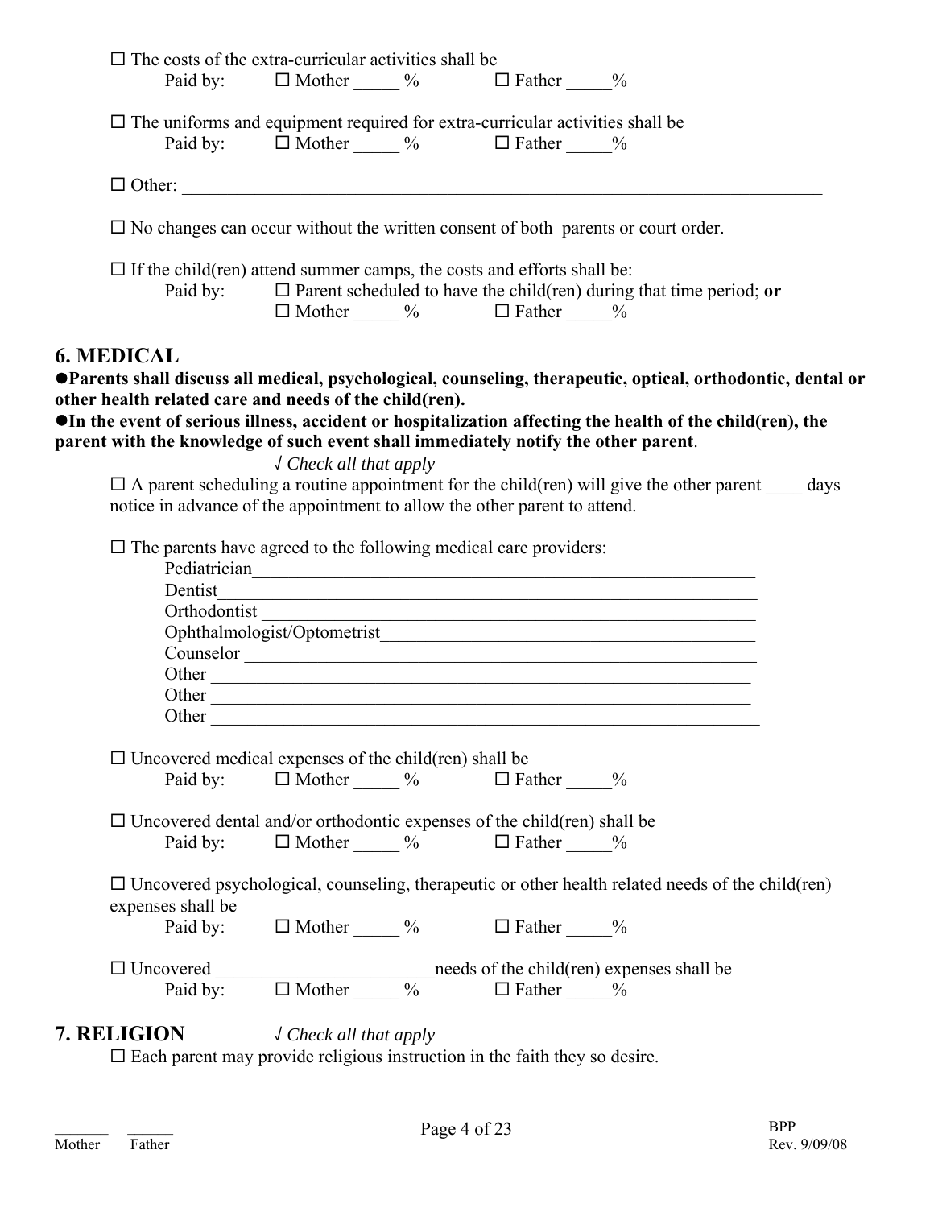☐ The costs of the extra-curricular activities shall be
Paid by: ☐ Mother _____ % ☐ Father _____%

☐ The uniforms and equipment required for extra-curricular activities shall be
Paid by: ☐ Mother _____ % ☐ Father _____%

☐ Other: ___________________________________________________________________________

☐ No changes can occur without the written consent of both parents or court order.

☐ If the child(ren) attend summer camps, the costs and efforts shall be:
Paid by: ☐ Parent scheduled to have the child(ren) during that time period; **or**
☐ Mother _____ % ☐ Father _____%

## 6. MEDICAL

● **Parents shall discuss all medical, psychological, counseling, therapeutic, optical, orthodontic, dental or other health related care and needs of the child(ren).**

● **In the event of serious illness, accident or hospitalization affecting the health of the child(ren), the parent with the knowledge of such event shall immediately notify the other parent**.

*√ Check all that apply*

☐ A parent scheduling a routine appointment for the child(ren) will give the other parent ____ days notice in advance of the appointment to allow the other parent to attend.

☐ The parents have agreed to the following medical care providers:
Pediatrician___________________________________________________________
Dentist_______________________________________________________________
Orthodontist ___________________________________________________________
Ophthalmologist/Optometrist_____________________________________________
Counselor ____________________________________________________________
Other ________________________________________________________________
Other ________________________________________________________________
Other ________________________________________________________________

☐ Uncovered medical expenses of the child(ren) shall be
Paid by: ☐ Mother _____ % ☐ Father _____%

☐ Uncovered dental and/or orthodontic expenses of the child(ren) shall be
Paid by: ☐ Mother _____ % ☐ Father _____%

☐ Uncovered psychological, counseling, therapeutic or other health related needs of the child(ren) expenses shall be
Paid by: ☐ Mother _____ % ☐ Father _____%

☐ Uncovered ________________________needs of the child(ren) expenses shall be
Paid by: ☐ Mother _____ % ☐ Father _____%

## 7. RELIGION

*√ Check all that apply*

☐ Each parent may provide religious instruction in the faith they so desire.

_______ ______
Mother Father

BPP
Rev. 9/09/08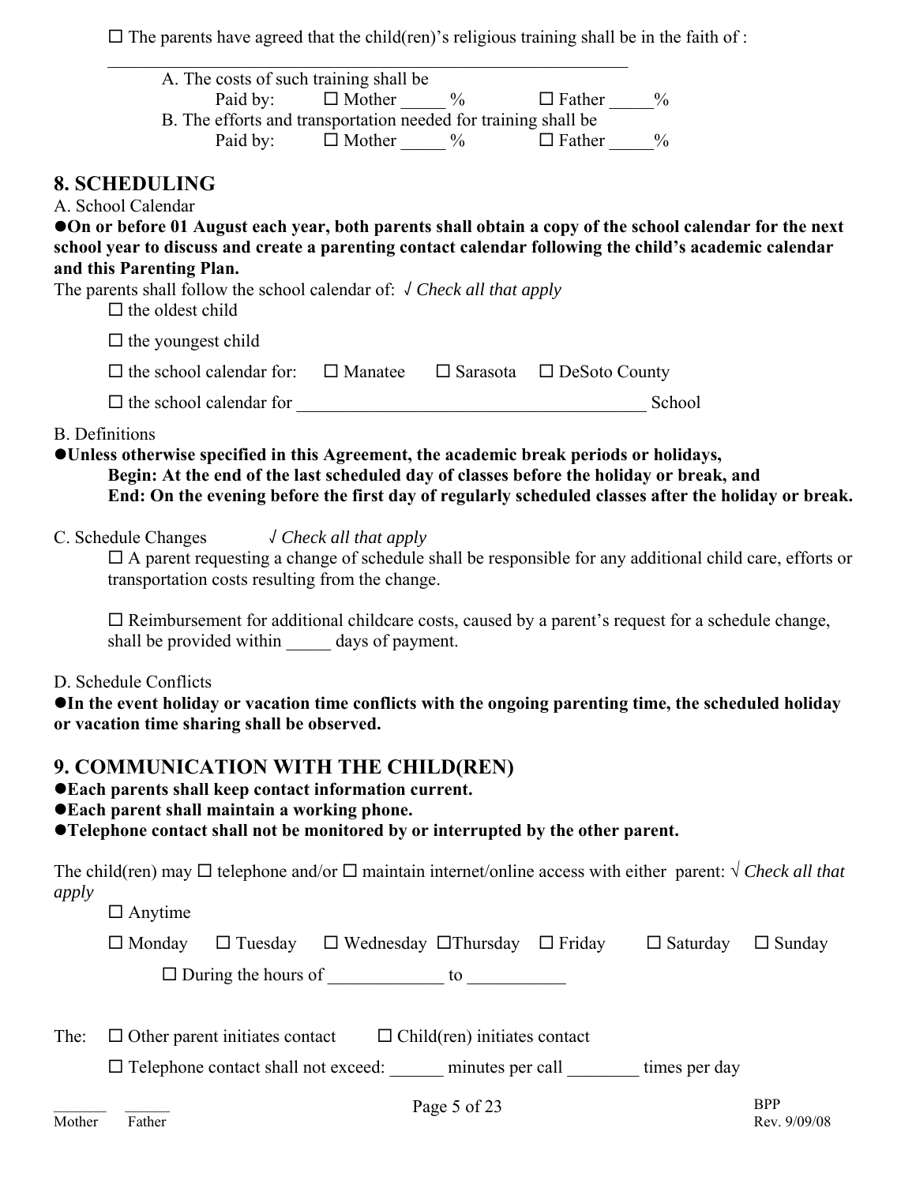☐ The parents have agreed that the child(ren)'s religious training shall be in the faith of :

______________________________________________________________

A. The costs of such training shall be
Paid by: ☐ Mother _____ % ☐ Father _____%

B. The efforts and transportation needed for training shall be
Paid by: ☐ Mother _____ % ☐ Father _____%

## 8. SCHEDULING

A. School Calendar

●**On or before 01 August each year, both parents shall obtain a copy of the school calendar for the next school year to discuss and create a parenting contact calendar following the child's academic calendar and this Parenting Plan.**

The parents shall follow the school calendar of: √ *Check all that apply*

☐ the oldest child

☐ the youngest child

☐ the school calendar for: ☐ Manatee ☐ Sarasota ☐ DeSoto County

☐ the school calendar for ________________________________________ School

B. Definitions

●**Unless otherwise specified in this Agreement, the academic break periods or holidays,**
**Begin: At the end of the last scheduled day of classes before the holiday or break, and**
**End: On the evening before the first day of regularly scheduled classes after the holiday or break.**

C. Schedule Changes √ *Check all that apply*

☐ A parent requesting a change of schedule shall be responsible for any additional child care, efforts or transportation costs resulting from the change.

☐ Reimbursement for additional childcare costs, caused by a parent's request for a schedule change, shall be provided within _____ days of payment.

D. Schedule Conflicts

●**In the event holiday or vacation time conflicts with the ongoing parenting time, the scheduled holiday or vacation time sharing shall be observed.**

## 9. COMMUNICATION WITH THE CHILD(REN)

●**Each parents shall keep contact information current.**
●**Each parent shall maintain a working phone.**
●**Telephone contact shall not be monitored by or interrupted by the other parent.**

The child(ren) may ☐ telephone and/or ☐ maintain internet/online access with either parent: √ *Check all that apply*

☐ Anytime

☐ Monday ☐ Tuesday ☐ Wednesday ☐Thursday ☐ Friday ☐ Saturday ☐ Sunday

☐ During the hours of _____________ to ___________

The: ☐ Other parent initiates contact ☐ Child(ren) initiates contact

☐ Telephone contact shall not exceed: ______ minutes per call ________ times per day

_______ ______
Mother Father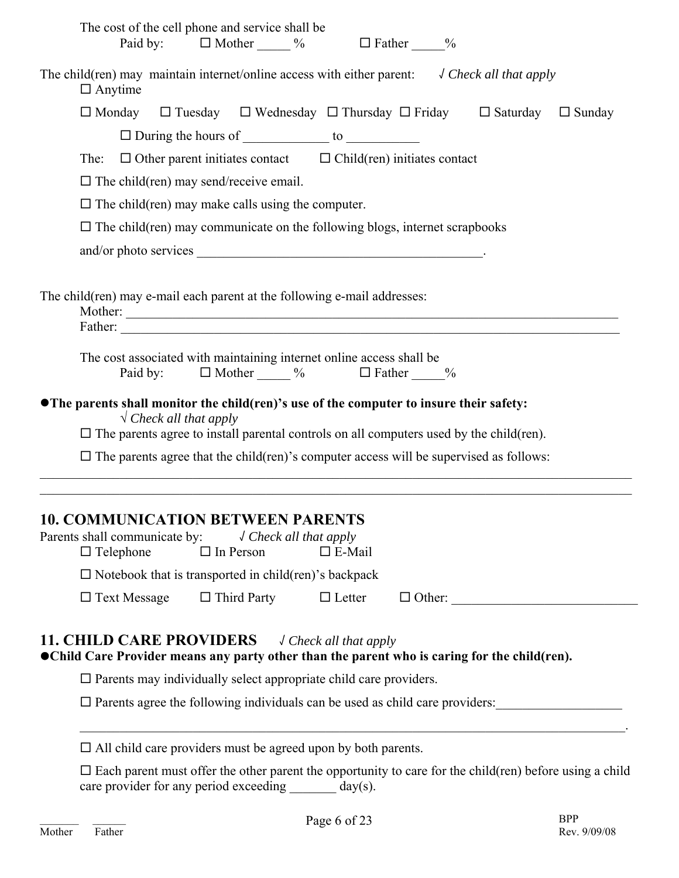The cost of the cell phone and service shall be
Paid by: ☐ Mother _____ % ☐ Father _____%

The child(ren) may maintain internet/online access with either parent: √ *Check all that apply*

☐ Anytime

☐ Monday ☐ Tuesday ☐ Wednesday ☐ Thursday ☐ Friday ☐ Saturday ☐ Sunday

☐ During the hours of _____________ to ___________

The: ☐ Other parent initiates contact ☐ Child(ren) initiates contact

☐ The child(ren) may send/receive email.

☐ The child(ren) may make calls using the computer.

☐ The child(ren) may communicate on the following blogs, internet scrapbooks and/or photo services ____________________________________________.

The child(ren) may e-mail each parent at the following e-mail addresses:
Mother: ______________________________________________________________________________
Father: ______________________________________________________________________________

The cost associated with maintaining internet online access shall be
Paid by: ☐ Mother _____ % ☐ Father _____%

● **The parents shall monitor the child(ren)'s use of the computer to insure their safety:**
√ *Check all that apply*

☐ The parents agree to install parental controls on all computers used by the child(ren).

☐ The parents agree that the child(ren)'s computer access will be supervised as follows:
____________________________________________________________________________________________
____________________________________________________________________________________________

## 10. COMMUNICATION BETWEEN PARENTS

Parents shall communicate by: √ *Check all that apply*

☐ Telephone ☐ In Person ☐ E-Mail

☐ Notebook that is transported in child(ren)'s backpack

☐ Text Message ☐ Third Party ☐ Letter ☐ Other: ___________________________

## 11. CHILD CARE PROVIDERS √ *Check all that apply*

● **Child Care Provider means any party other than the parent who is caring for the child(ren).**

☐ Parents may individually select appropriate child care providers.

☐ Parents agree the following individuals can be used as child care providers:___________________
_____________________________________________________________________________________.

☐ All child care providers must be agreed upon by both parents.

☐ Each parent must offer the other parent the opportunity to care for the child(ren) before using a child care provider for any period exceeding _______ day(s).

_______ Mother ______ Father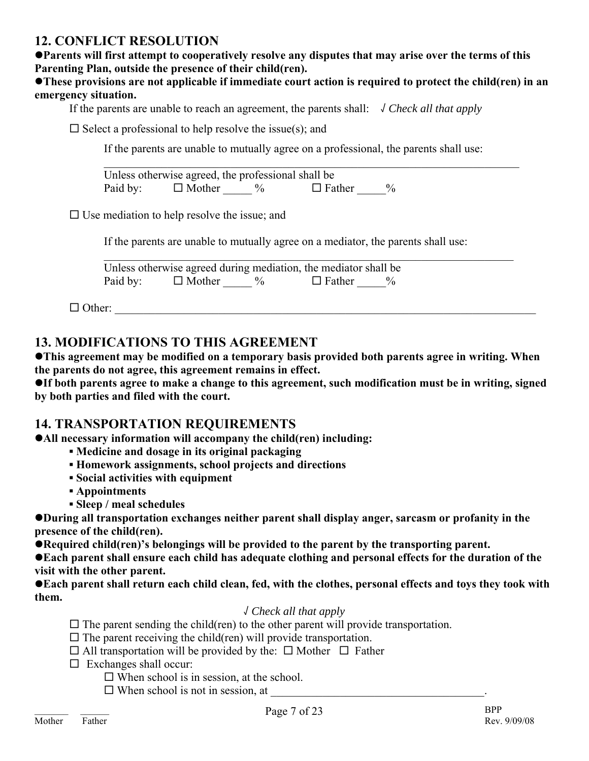## 12. CONFLICT RESOLUTION

●**Parents will first attempt to cooperatively resolve any disputes that may arise over the terms of this Parenting Plan, outside the presence of their child(ren).**

●**These provisions are not applicable if immediate court action is required to protect the child(ren) in an emergency situation.**

If the parents are unable to reach an agreement, the parents shall: √ *Check all that apply*

☐ Select a professional to help resolve the issue(s); and

If the parents are unable to mutually agree on a professional, the parents shall use:

_______________________________________________________________________________

Unless otherwise agreed, the professional shall be
Paid by: ☐ Mother _____ % ☐ Father _____%

☐ Use mediation to help resolve the issue; and

If the parents are unable to mutually agree on a mediator, the parents shall use:

_______________________________________________________________________________

Unless otherwise agreed during mediation, the mediator shall be
Paid by: ☐ Mother _____ % ☐ Father _____%

☐ Other: _______________________________________________________________________________

## 13. MODIFICATIONS TO THIS AGREEMENT

●**This agreement may be modified on a temporary basis provided both parents agree in writing. When the parents do not agree, this agreement remains in effect.**

●**If both parents agree to make a change to this agreement, such modification must be in writing, signed by both parties and filed with the court.**

## 14. TRANSPORTATION REQUIREMENTS

●**All necessary information will accompany the child(ren) including:**

- **Medicine and dosage in its original packaging**
- **Homework assignments, school projects and directions**
- **Social activities with equipment**
- **Appointments**
- **Sleep / meal schedules**

●**During all transportation exchanges neither parent shall display anger, sarcasm or profanity in the presence of the child(ren).**

●**Required child(ren)'s belongings will be provided to the parent by the transporting parent.**

●**Each parent shall ensure each child has adequate clothing and personal effects for the duration of the visit with the other parent.**

●**Each parent shall return each child clean, fed, with the clothes, personal effects and toys they took with them.**

√ *Check all that apply*

☐ The parent sending the child(ren) to the other parent will provide transportation.
☐ The parent receiving the child(ren) will provide transportation.
☐ All transportation will be provided by the: ☐ Mother ☐ Father
☐ Exchanges shall occur:
  ☐ When school is in session, at the school.
  ☐ When school is not in session, at _____________________________________.

_______ ______
Mother Father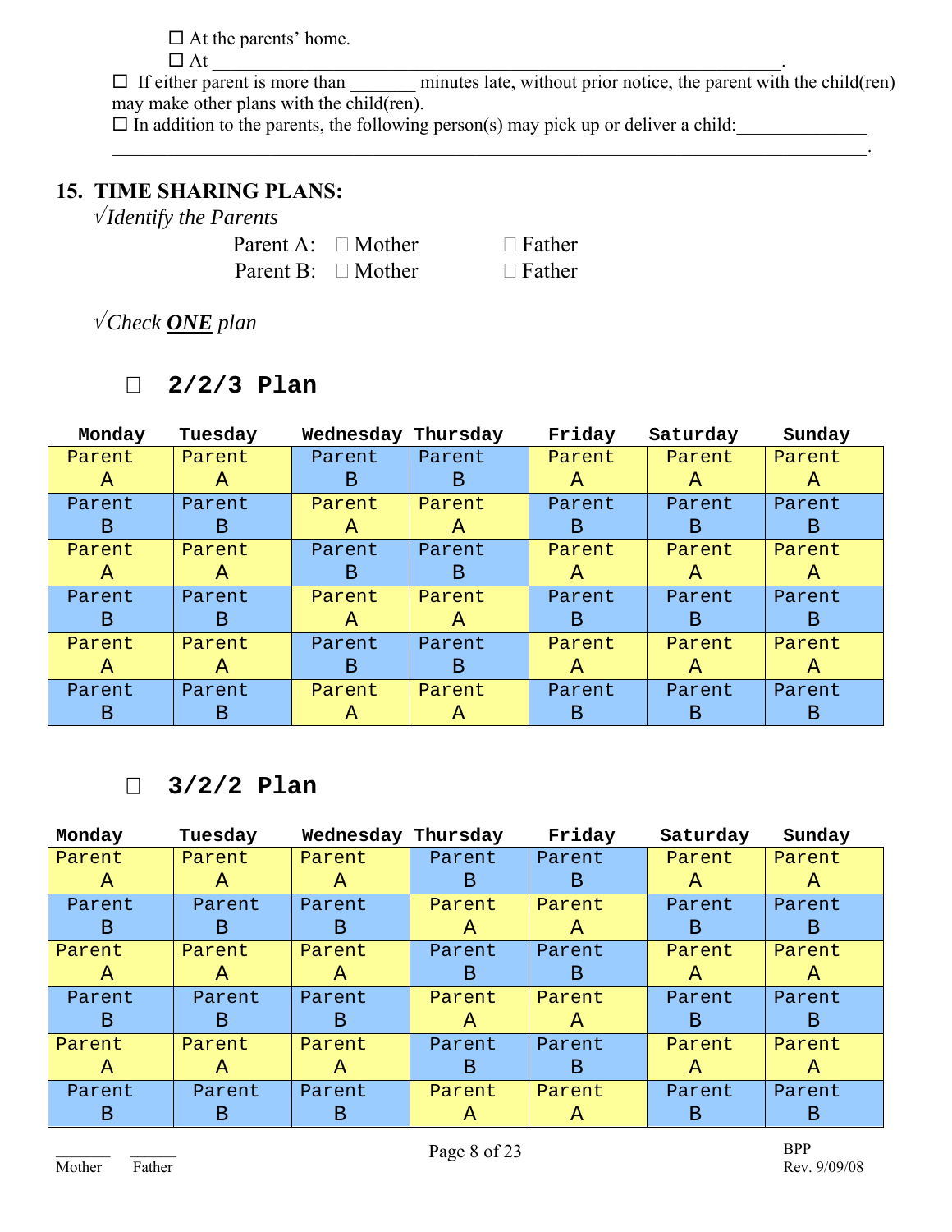☐ At the parents' home.

☐ At ________________________________________________________________.

☐ If either parent is more than _______ minutes late, without prior notice, the parent with the child(ren) may make other plans with the child(ren).

☐ In addition to the parents, the following person(s) may pick up or deliver a child:______________ ________________________________________________________________________________.

## 15. TIME SHARING PLANS:

√*Identify the Parents*

Parent A: ☐ Mother ☐ Father

Parent B: ☐ Mother ☐ Father

√*Check **ONE** plan*

### ☐ 2/2/3 Plan

| Monday | Tuesday | Wednesday | Thursday | Friday | Saturday | Sunday |
|---|---|---|---|---|---|---|
| Parent A | Parent A | Parent B | Parent B | Parent A | Parent A | Parent A |
| Parent B | Parent B | Parent A | Parent A | Parent B | Parent B | Parent B |
| Parent A | Parent A | Parent B | Parent B | Parent A | Parent A | Parent A |
| Parent B | Parent B | Parent A | Parent A | Parent B | Parent B | Parent B |
| Parent A | Parent A | Parent B | Parent B | Parent A | Parent A | Parent A |
| Parent B | Parent B | Parent A | Parent A | Parent B | Parent B | Parent B |

### ☐ 3/2/2 Plan

| Monday | Tuesday | Wednesday | Thursday | Friday | Saturday | Sunday |
|---|---|---|---|---|---|---|
| Parent A | Parent A | Parent A | Parent B | Parent B | Parent A | Parent A |
| Parent B | Parent B | Parent B | Parent A | Parent A | Parent B | Parent B |
| Parent A | Parent A | Parent A | Parent B | Parent B | Parent A | Parent A |
| Parent B | Parent B | Parent B | Parent A | Parent A | Parent B | Parent B |
| Parent A | Parent A | Parent A | Parent B | Parent B | Parent A | Parent A |
| Parent B | Parent B | Parent B | Parent A | Parent A | Parent B | Parent B |

_______ _______
Mother Father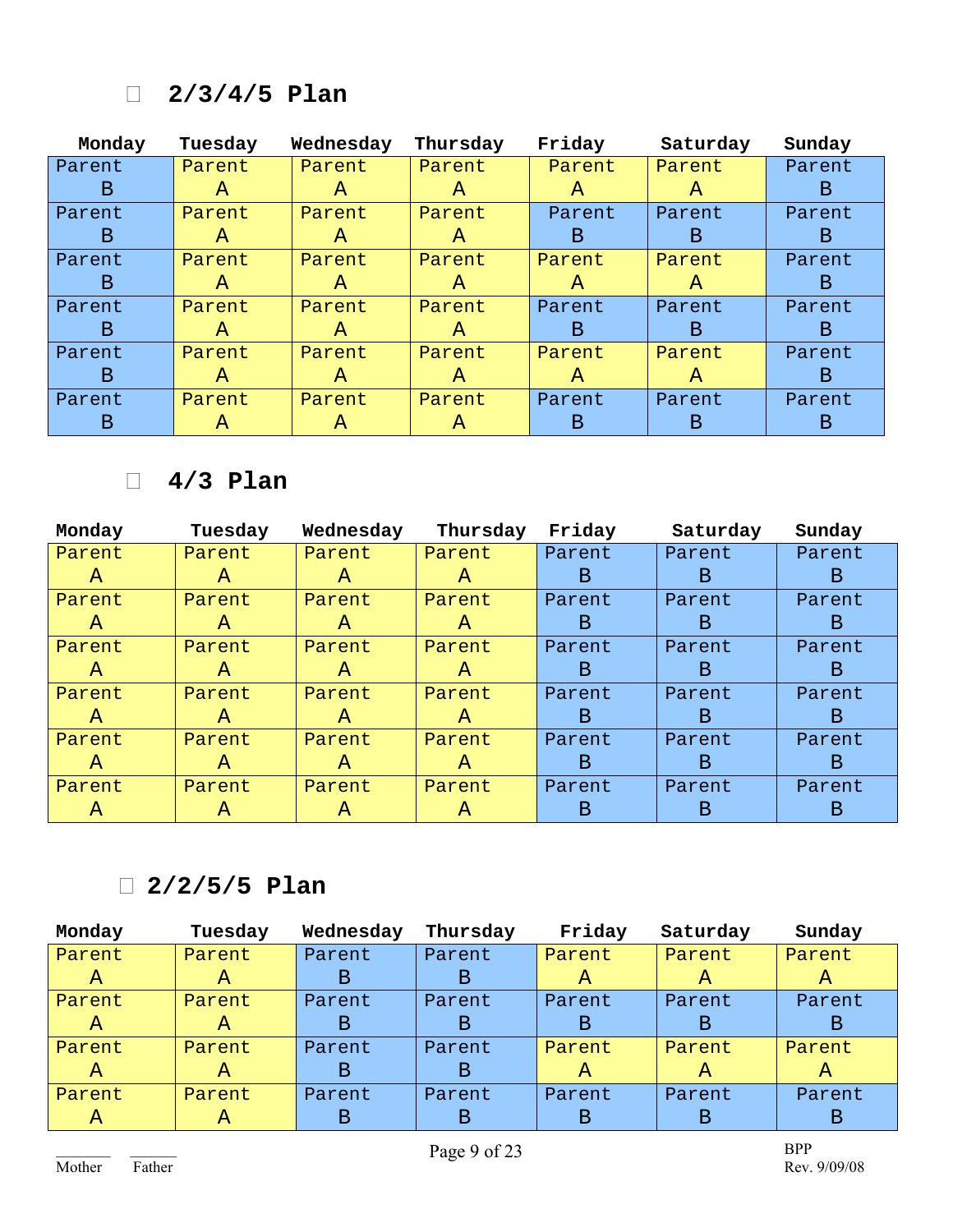## ☐ 2/3/4/5 Plan

| Monday | Tuesday | Wednesday | Thursday | Friday | Saturday | Sunday |
|---|---|---|---|---|---|---|
| Parent B | Parent A | Parent A | Parent A | Parent A | Parent A | Parent B |
| Parent B | Parent A | Parent A | Parent A | Parent B | Parent B | Parent B |
| Parent B | Parent A | Parent A | Parent A | Parent A | Parent A | Parent B |
| Parent B | Parent A | Parent A | Parent A | Parent B | Parent B | Parent B |
| Parent B | Parent A | Parent A | Parent A | Parent A | Parent A | Parent B |
| Parent B | Parent A | Parent A | Parent A | Parent B | Parent B | Parent B |

## ☐ 4/3 Plan

| Monday | Tuesday | Wednesday | Thursday | Friday | Saturday | Sunday |
|---|---|---|---|---|---|---|
| Parent A | Parent A | Parent A | Parent A | Parent B | Parent B | Parent B |
| Parent A | Parent A | Parent A | Parent A | Parent B | Parent B | Parent B |
| Parent A | Parent A | Parent A | Parent A | Parent B | Parent B | Parent B |
| Parent A | Parent A | Parent A | Parent A | Parent B | Parent B | Parent B |
| Parent A | Parent A | Parent A | Parent A | Parent B | Parent B | Parent B |
| Parent A | Parent A | Parent A | Parent A | Parent B | Parent B | Parent B |

## ☐ 2/2/5/5 Plan

| Monday | Tuesday | Wednesday | Thursday | Friday | Saturday | Sunday |
|---|---|---|---|---|---|---|
| Parent A | Parent A | Parent B | Parent B | Parent A | Parent A | Parent A |
| Parent A | Parent A | Parent B | Parent B | Parent B | Parent B | Parent B |
| Parent A | Parent A | Parent B | Parent B | Parent A | Parent A | Parent A |
| Parent A | Parent A | Parent B | Parent B | Parent B | Parent B | Parent B |

______ ______
Mother Father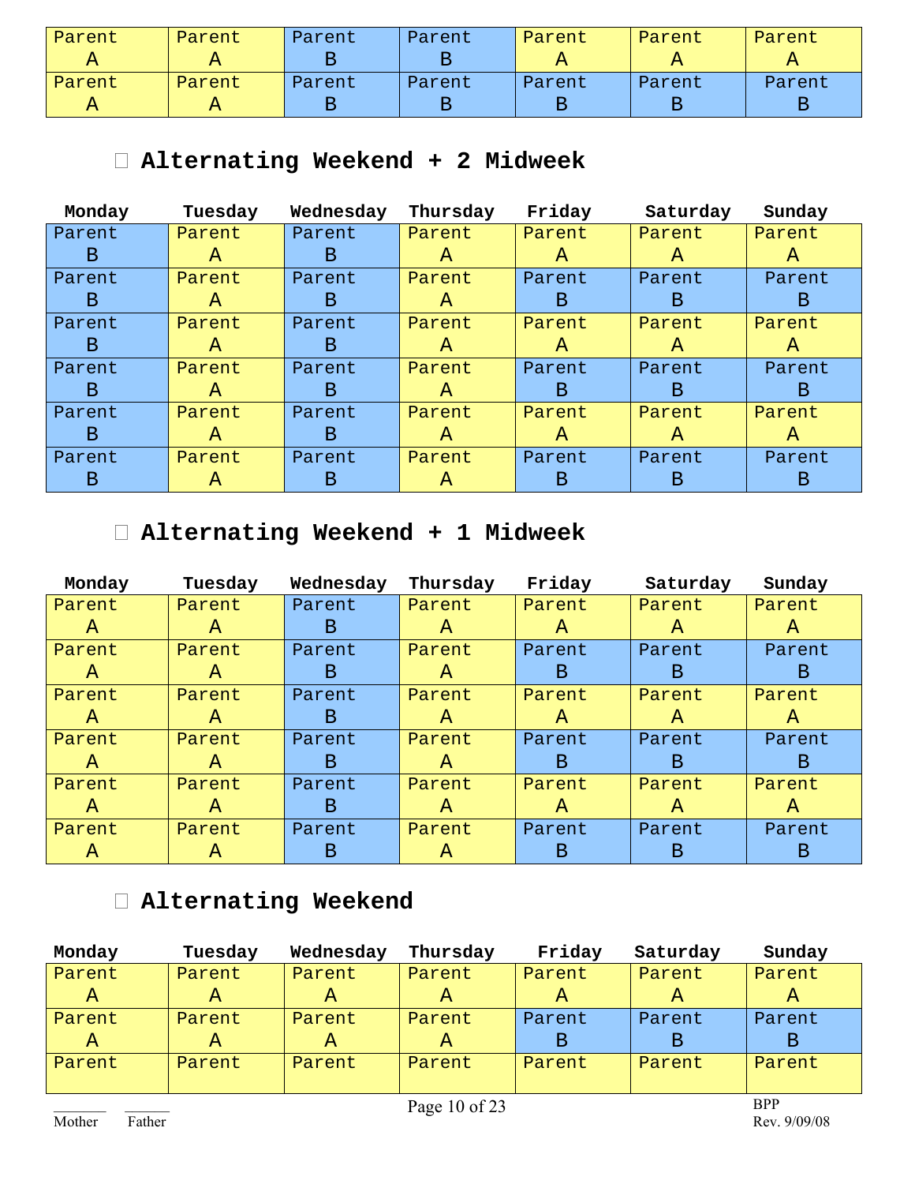| | | | | | | |
|---|---|---|---|---|---|---|
| Parent A | Parent A | Parent B | Parent B | Parent A | Parent A | Parent A |
| Parent A | Parent A | Parent B | Parent B | Parent B | Parent B | Parent B |

### ☐ Alternating Weekend + 2 Midweek

| Monday | Tuesday | Wednesday | Thursday | Friday | Saturday | Sunday |
|---|---|---|---|---|---|---|
| Parent B | Parent A | Parent B | Parent A | Parent A | Parent A | Parent A |
| Parent B | Parent A | Parent B | Parent A | Parent B | Parent B | Parent B |
| Parent B | Parent A | Parent B | Parent A | Parent A | Parent A | Parent A |
| Parent B | Parent A | Parent B | Parent A | Parent B | Parent B | Parent B |
| Parent B | Parent A | Parent B | Parent A | Parent A | Parent A | Parent A |
| Parent B | Parent A | Parent B | Parent A | Parent B | Parent B | Parent B |

### ☐ Alternating Weekend + 1 Midweek

| Monday | Tuesday | Wednesday | Thursday | Friday | Saturday | Sunday |
|---|---|---|---|---|---|---|
| Parent A | Parent A | Parent B | Parent A | Parent A | Parent A | Parent A |
| Parent A | Parent A | Parent B | Parent A | Parent B | Parent B | Parent B |
| Parent A | Parent A | Parent B | Parent A | Parent A | Parent A | Parent A |
| Parent A | Parent A | Parent B | Parent A | Parent B | Parent B | Parent B |
| Parent A | Parent A | Parent B | Parent A | Parent A | Parent A | Parent A |
| Parent A | Parent A | Parent B | Parent A | Parent B | Parent B | Parent B |

### ☐ Alternating Weekend

| Monday | Tuesday | Wednesday | Thursday | Friday | Saturday | Sunday |
|---|---|---|---|---|---|---|
| Parent A | Parent A | Parent A | Parent A | Parent A | Parent A | Parent A |
| Parent A | Parent A | Parent A | Parent A | Parent B | Parent B | Parent B |
| Parent | Parent | Parent | Parent | Parent | Parent | Parent |

_______ Mother _______ Father

BPP
Rev. 9/09/08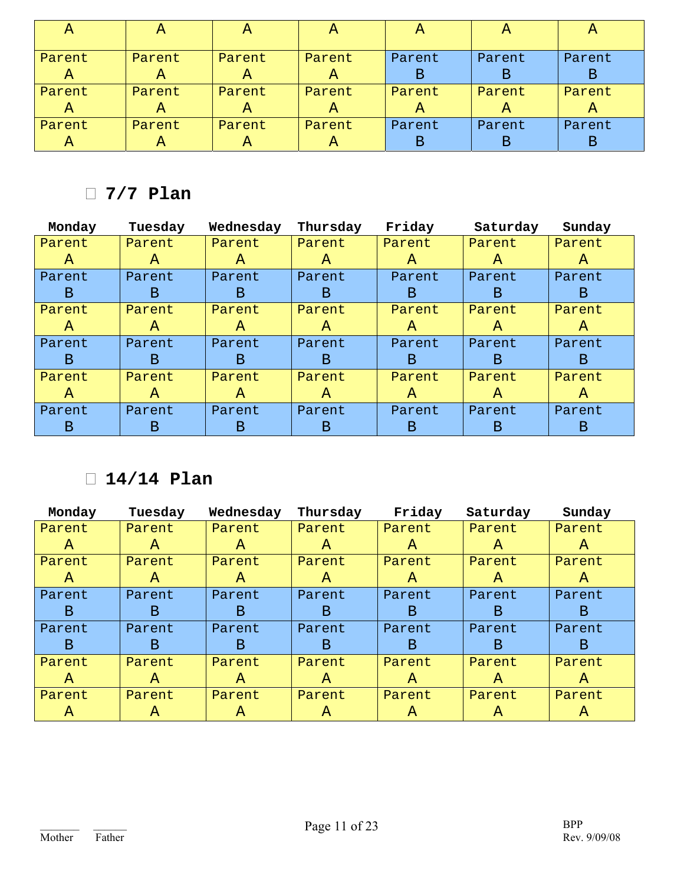| A | A | A | A | A | A | A |
|---|---|---|---|---|---|---|
| Parent A | Parent A | Parent A | Parent A | Parent B | Parent B | Parent B |
| Parent A | Parent A | Parent A | Parent A | Parent A | Parent A | Parent A |
| Parent A | Parent A | Parent A | Parent A | Parent B | Parent B | Parent B |

## ☐ 7/7 Plan

| Monday | Tuesday | Wednesday | Thursday | Friday | Saturday | Sunday |
|---|---|---|---|---|---|---|
| Parent A | Parent A | Parent A | Parent A | Parent A | Parent A | Parent A |
| Parent B | Parent B | Parent B | Parent B | Parent B | Parent B | Parent B |
| Parent A | Parent A | Parent A | Parent A | Parent A | Parent A | Parent A |
| Parent B | Parent B | Parent B | Parent B | Parent B | Parent B | Parent B |
| Parent A | Parent A | Parent A | Parent A | Parent A | Parent A | Parent A |
| Parent B | Parent B | Parent B | Parent B | Parent B | Parent B | Parent B |

## ☐ 14/14 Plan

| Monday | Tuesday | Wednesday | Thursday | Friday | Saturday | Sunday |
|---|---|---|---|---|---|---|
| Parent A | Parent A | Parent A | Parent A | Parent A | Parent A | Parent A |
| Parent A | Parent A | Parent A | Parent A | Parent A | Parent A | Parent A |
| Parent B | Parent B | Parent B | Parent B | Parent B | Parent B | Parent B |
| Parent B | Parent B | Parent B | Parent B | Parent B | Parent B | Parent B |
| Parent A | Parent A | Parent A | Parent A | Parent A | Parent A | Parent A |
| Parent A | Parent A | Parent A | Parent A | Parent A | Parent A | Parent A |

_______ Mother _______ Father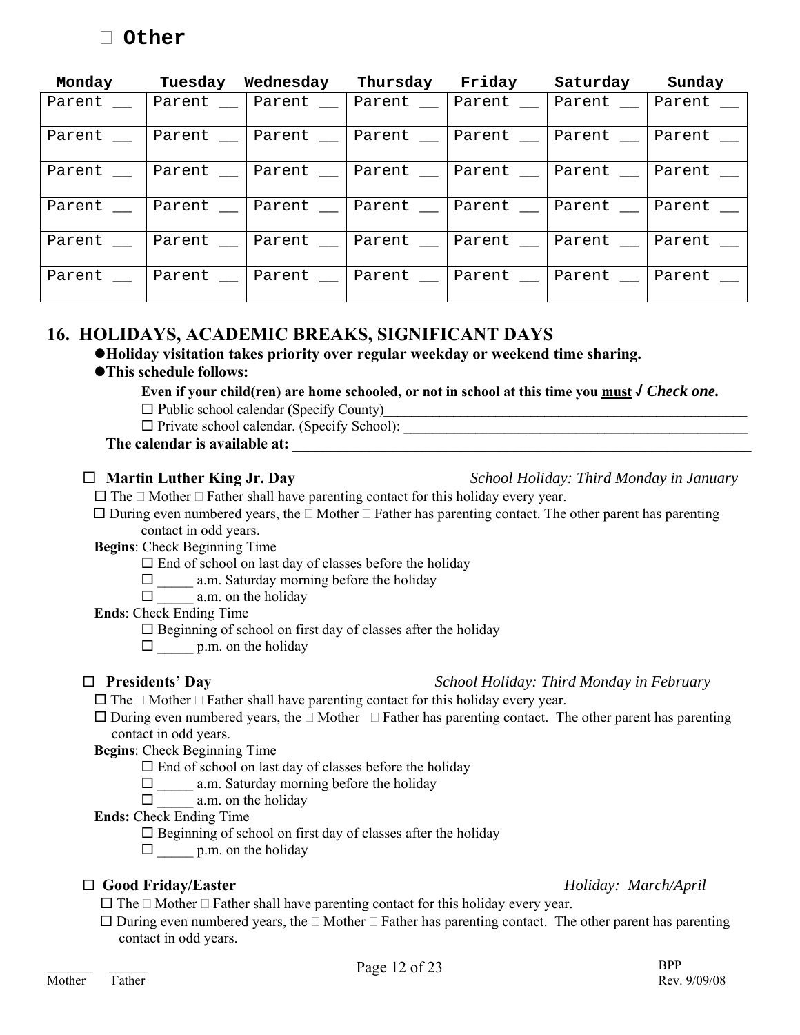☐ **Other**

| Monday | Tuesday | Wednesday | Thursday | Friday | Saturday | Sunday |
|---|---|---|---|---|---|---|
| Parent __ | Parent __ | Parent __ | Parent __ | Parent __ | Parent __ | Parent __ |
| Parent __ | Parent __ | Parent __ | Parent __ | Parent __ | Parent __ | Parent __ |
| Parent __ | Parent __ | Parent __ | Parent __ | Parent __ | Parent __ | Parent __ |
| Parent __ | Parent __ | Parent __ | Parent __ | Parent __ | Parent __ | Parent __ |
| Parent __ | Parent __ | Parent __ | Parent __ | Parent __ | Parent __ | Parent __ |
| Parent __ | Parent __ | Parent __ | Parent __ | Parent __ | Parent __ | Parent __ |

## 16. HOLIDAYS, ACADEMIC BREAKS, SIGNIFICANT DAYS

- **Holiday visitation takes priority over regular weekday or weekend time sharing.**
- **This schedule follows:**

**Even if your child(ren) are home schooled, or not in school at this time you <u>must</u> √ *Check one.***

☐ Public school calendar (Specify County)______________________________________________

☐ Private school calendar. (Specify School): ____________________________________________

**The calendar is available at:** ____________________________________________________

☐ **Martin Luther King Jr. Day** *School Holiday: Third Monday in January*

☐ The ☐ Mother ☐ Father shall have parenting contact for this holiday every year.

☐ During even numbered years, the ☐ Mother ☐ Father has parenting contact. The other parent has parenting contact in odd years.

**Begins**: Check Beginning Time

☐ End of school on last day of classes before the holiday

☐ _____ a.m. Saturday morning before the holiday

☐ _____ a.m. on the holiday

**Ends**: Check Ending Time

☐ Beginning of school on first day of classes after the holiday

☐ _____ p.m. on the holiday

☐ **Presidents' Day** *School Holiday: Third Monday in February*

☐ The ☐ Mother ☐ Father shall have parenting contact for this holiday every year.

☐ During even numbered years, the ☐ Mother ☐ Father has parenting contact. The other parent has parenting contact in odd years.

**Begins**: Check Beginning Time

☐ End of school on last day of classes before the holiday

☐ _____ a.m. Saturday morning before the holiday

☐ _____ a.m. on the holiday

**Ends:** Check Ending Time

☐ Beginning of school on first day of classes after the holiday

☐ _____ p.m. on the holiday

☐ **Good Friday/Easter** *Holiday: March/April*

☐ The ☐ Mother ☐ Father shall have parenting contact for this holiday every year.

☐ During even numbered years, the ☐ Mother ☐ Father has parenting contact. The other parent has parenting contact in odd years.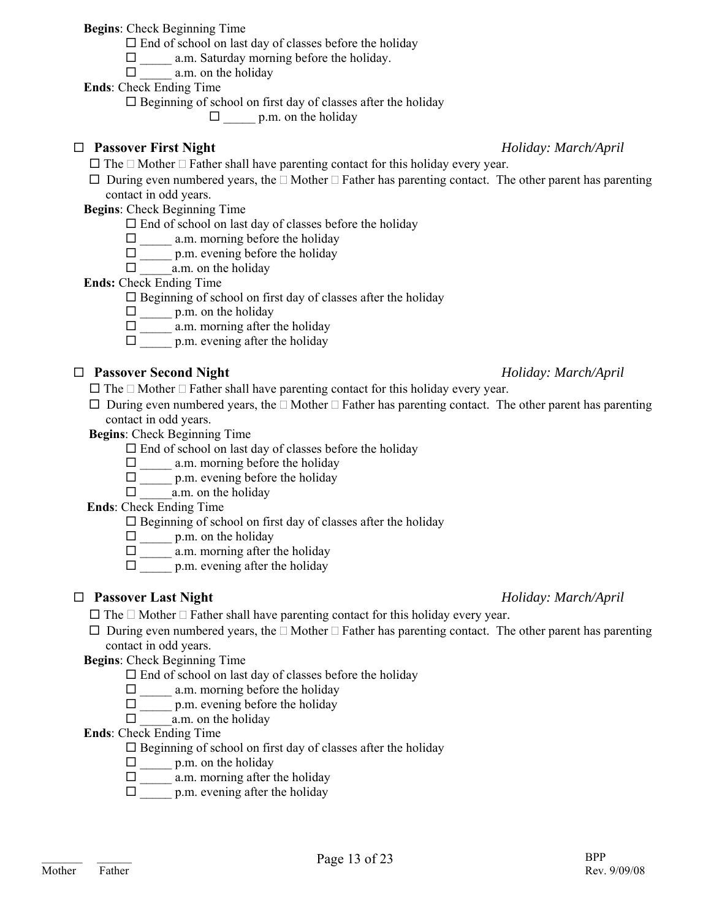**Begins**: Check Beginning Time

- ☐ End of school on last day of classes before the holiday
- ☐ _____ a.m. Saturday morning before the holiday.
- ☐ _____ a.m. on the holiday

**Ends**: Check Ending Time

- ☐ Beginning of school on first day of classes after the holiday
- ☐ _____ p.m. on the holiday

### ☐ Passover First Night — *Holiday: March/April*

☐ The ☐ Mother ☐ Father shall have parenting contact for this holiday every year.

☐ During even numbered years, the ☐ Mother ☐ Father has parenting contact. The other parent has parenting contact in odd years.

**Begins**: Check Beginning Time

- ☐ End of school on last day of classes before the holiday
- ☐ _____ a.m. morning before the holiday
- ☐ _____ p.m. evening before the holiday
- ☐ _____a.m. on the holiday

**Ends:** Check Ending Time

- ☐ Beginning of school on first day of classes after the holiday
- ☐ _____ p.m. on the holiday
- ☐ _____ a.m. morning after the holiday
- ☐ _____ p.m. evening after the holiday

### ☐ Passover Second Night — *Holiday: March/April*

☐ The ☐ Mother ☐ Father shall have parenting contact for this holiday every year.

☐ During even numbered years, the ☐ Mother ☐ Father has parenting contact. The other parent has parenting contact in odd years.

**Begins**: Check Beginning Time

- ☐ End of school on last day of classes before the holiday
- ☐ _____ a.m. morning before the holiday
- ☐ _____ p.m. evening before the holiday
- ☐ _____a.m. on the holiday

**Ends**: Check Ending Time

- ☐ Beginning of school on first day of classes after the holiday
- ☐ _____ p.m. on the holiday
- ☐ _____ a.m. morning after the holiday
- ☐ _____ p.m. evening after the holiday

### ☐ Passover Last Night — *Holiday: March/April*

☐ The ☐ Mother ☐ Father shall have parenting contact for this holiday every year.

☐ During even numbered years, the ☐ Mother ☐ Father has parenting contact. The other parent has parenting contact in odd years.

**Begins**: Check Beginning Time

- ☐ End of school on last day of classes before the holiday
- ☐ _____ a.m. morning before the holiday
- ☐ _____ p.m. evening before the holiday
- ☐ _____a.m. on the holiday

**Ends**: Check Ending Time

- ☐ Beginning of school on first day of classes after the holiday
- ☐ _____ p.m. on the holiday
- ☐ _____ a.m. morning after the holiday
- ☐ _____ p.m. evening after the holiday

_______ Mother ______ Father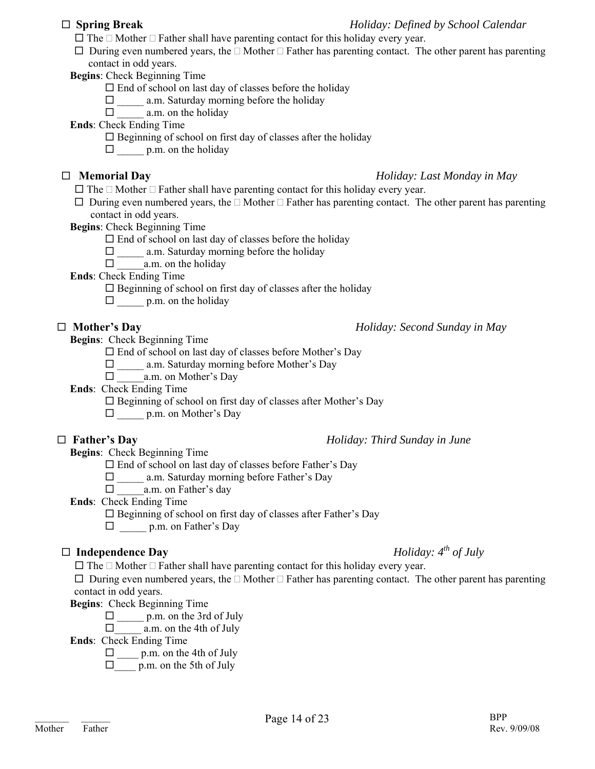☐ **Spring Break** *Holiday: Defined by School Calendar*

☐ The ☐ Mother ☐ Father shall have parenting contact for this holiday every year.

☐ During even numbered years, the ☐ Mother ☐ Father has parenting contact. The other parent has parenting contact in odd years.

**Begins**: Check Beginning Time

- ☐ End of school on last day of classes before the holiday
- ☐ _____ a.m. Saturday morning before the holiday
- ☐ _____ a.m. on the holiday

**Ends**: Check Ending Time

- ☐ Beginning of school on first day of classes after the holiday
- ☐ _____ p.m. on the holiday

☐ **Memorial Day** *Holiday: Last Monday in May*

☐ The ☐ Mother ☐ Father shall have parenting contact for this holiday every year.

☐ During even numbered years, the ☐ Mother ☐ Father has parenting contact. The other parent has parenting contact in odd years.

**Begins**: Check Beginning Time

- ☐ End of school on last day of classes before the holiday
- ☐ _____ a.m. Saturday morning before the holiday
- ☐ _____a.m. on the holiday

**Ends**: Check Ending Time

- ☐ Beginning of school on first day of classes after the holiday
- ☐ _____ p.m. on the holiday

☐ **Mother's Day** *Holiday: Second Sunday in May*

**Begins**: Check Beginning Time

- ☐ End of school on last day of classes before Mother's Day
- ☐ _____ a.m. Saturday morning before Mother's Day
- ☐ _____a.m. on Mother's Day

**Ends**: Check Ending Time

- ☐ Beginning of school on first day of classes after Mother's Day
- ☐ _____ p.m. on Mother's Day

☐ **Father's Day** *Holiday: Third Sunday in June*

**Begins**: Check Beginning Time

- ☐ End of school on last day of classes before Father's Day
- ☐ _____ a.m. Saturday morning before Father's Day
- ☐ _____a.m. on Father's day

**Ends**: Check Ending Time

- ☐ Beginning of school on first day of classes after Father's Day
- ☐ _____ p.m. on Father's Day

☐ **Independence Day** *Holiday: 4th of July*

☐ The ☐ Mother ☐ Father shall have parenting contact for this holiday every year.

☐ During even numbered years, the ☐ Mother ☐ Father has parenting contact. The other parent has parenting contact in odd years.

**Begins**: Check Beginning Time

- ☐ _____ p.m. on the 3rd of July
- ☐_____ a.m. on the 4th of July

**Ends**: Check Ending Time

- ☐ ____ p.m. on the 4th of July
- ☐____ p.m. on the 5th of July

_______ ______
Mother Father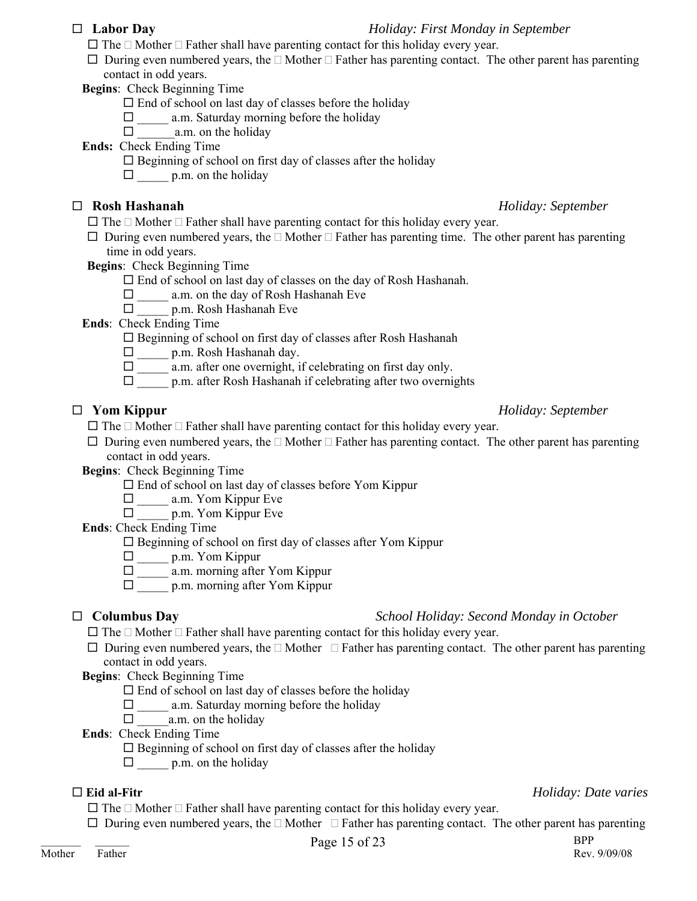☐ **Labor Day** *Holiday: First Monday in September*

☐ The ☐ Mother ☐ Father shall have parenting contact for this holiday every year.

☐ During even numbered years, the ☐ Mother ☐ Father has parenting contact. The other parent has parenting contact in odd years.

**Begins**: Check Beginning Time

- ☐ End of school on last day of classes before the holiday
- ☐ _____ a.m. Saturday morning before the holiday
- ☐ ______a.m. on the holiday

**Ends:** Check Ending Time

- ☐ Beginning of school on first day of classes after the holiday
- ☐ _____ p.m. on the holiday

☐ **Rosh Hashanah** *Holiday: September*

☐ The ☐ Mother ☐ Father shall have parenting contact for this holiday every year.

☐ During even numbered years, the ☐ Mother ☐ Father has parenting time. The other parent has parenting time in odd years.

**Begins**: Check Beginning Time

- ☐ End of school on last day of classes on the day of Rosh Hashanah.
- ☐ _____ a.m. on the day of Rosh Hashanah Eve
- ☐ _____ p.m. Rosh Hashanah Eve

**Ends**: Check Ending Time

- ☐ Beginning of school on first day of classes after Rosh Hashanah
- ☐ _____ p.m. Rosh Hashanah day.
- ☐ _____ a.m. after one overnight, if celebrating on first day only.
- ☐ _____ p.m. after Rosh Hashanah if celebrating after two overnights

☐ **Yom Kippur** *Holiday: September*

☐ The ☐ Mother ☐ Father shall have parenting contact for this holiday every year.

☐ During even numbered years, the ☐ Mother ☐ Father has parenting contact. The other parent has parenting contact in odd years.

**Begins**: Check Beginning Time

- ☐ End of school on last day of classes before Yom Kippur
- ☐ _____ a.m. Yom Kippur Eve
- ☐ _____ p.m. Yom Kippur Eve

**Ends**: Check Ending Time

- ☐ Beginning of school on first day of classes after Yom Kippur
- ☐ _____ p.m. Yom Kippur
- ☐ _____ a.m. morning after Yom Kippur
- ☐ _____ p.m. morning after Yom Kippur

☐ **Columbus Day** *School Holiday: Second Monday in October*

☐ The ☐ Mother ☐ Father shall have parenting contact for this holiday every year.

☐ During even numbered years, the ☐ Mother ☐ Father has parenting contact. The other parent has parenting contact in odd years.

**Begins**: Check Beginning Time

- ☐ End of school on last day of classes before the holiday
- ☐ _____ a.m. Saturday morning before the holiday
- ☐ _____a.m. on the holiday

**Ends**: Check Ending Time

- ☐ Beginning of school on first day of classes after the holiday
- ☐ _____ p.m. on the holiday

☐ **Eid al-Fitr** *Holiday: Date varies*

☐ The ☐ Mother ☐ Father shall have parenting contact for this holiday every year.

☐ During even numbered years, the ☐ Mother ☐ Father has parenting contact. The other parent has parenting

_______ Mother ______ Father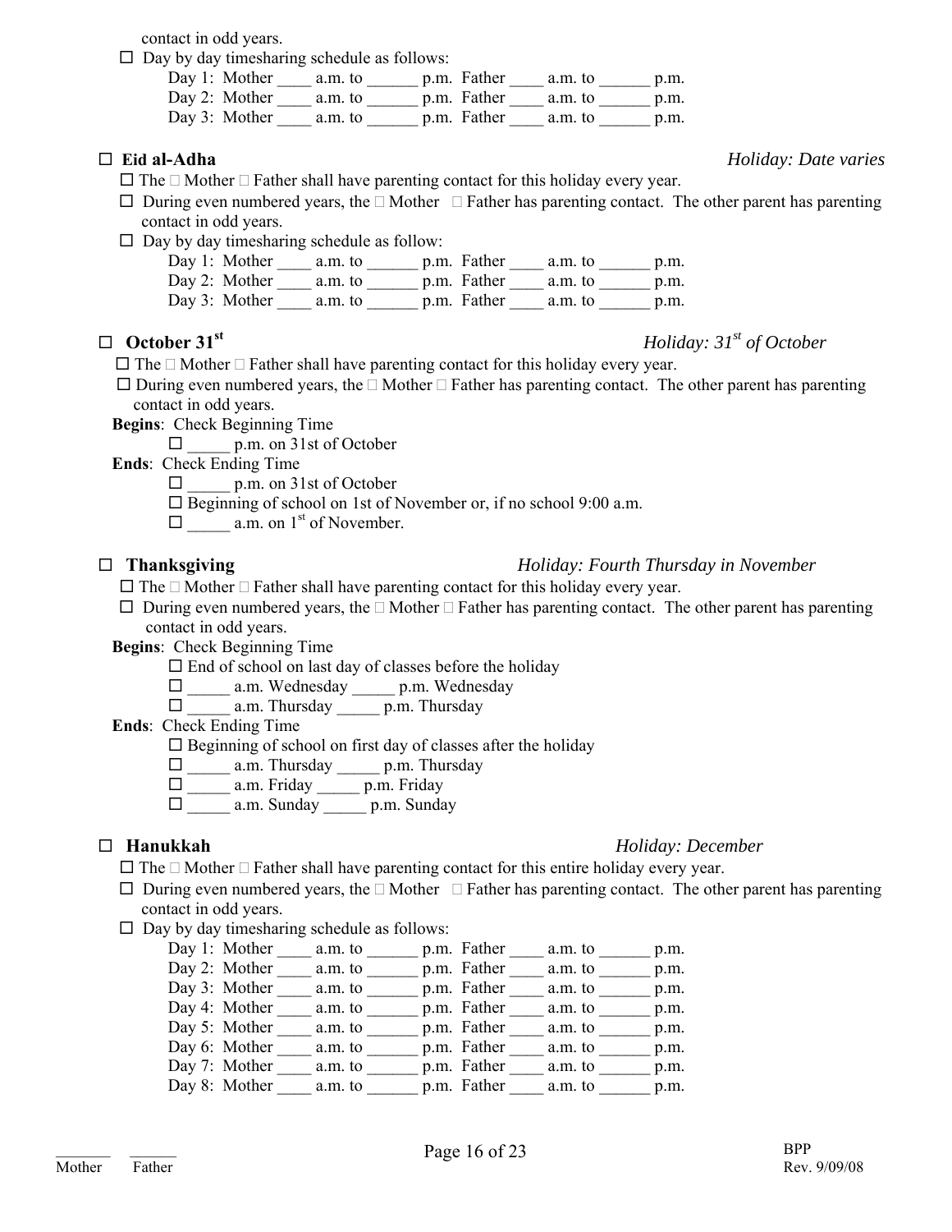contact in odd years.

☐ Day by day timesharing schedule as follows:

Day 1: Mother ____ a.m. to ______ p.m. Father ____ a.m. to ______ p.m.
Day 2: Mother ____ a.m. to ______ p.m. Father ____ a.m. to ______ p.m.
Day 3: Mother ____ a.m. to ______ p.m. Father ____ a.m. to ______ p.m.

☐ **Eid al-Adha** *Holiday: Date varies*

☐ The ☐ Mother ☐ Father shall have parenting contact for this holiday every year.

☐ During even numbered years, the ☐ Mother ☐ Father has parenting contact. The other parent has parenting contact in odd years.

☐ Day by day timesharing schedule as follow:

Day 1: Mother ____ a.m. to ______ p.m. Father ____ a.m. to ______ p.m.
Day 2: Mother ____ a.m. to ______ p.m. Father ____ a.m. to ______ p.m.
Day 3: Mother ____ a.m. to ______ p.m. Father ____ a.m. to ______ p.m.

☐ **October 31st** *Holiday: 31st of October*

☐ The ☐ Mother ☐ Father shall have parenting contact for this holiday every year.

☐ During even numbered years, the ☐ Mother ☐ Father has parenting contact. The other parent has parenting contact in odd years.

**Begins**: Check Beginning Time

☐ _____ p.m. on 31st of October

**Ends**: Check Ending Time

☐ _____ p.m. on 31st of October
☐ Beginning of school on 1st of November or, if no school 9:00 a.m.
☐ _____ a.m. on 1st of November.

☐ **Thanksgiving** *Holiday: Fourth Thursday in November*

☐ The ☐ Mother ☐ Father shall have parenting contact for this holiday every year.

☐ During even numbered years, the ☐ Mother ☐ Father has parenting contact. The other parent has parenting contact in odd years.

**Begins**: Check Beginning Time

☐ End of school on last day of classes before the holiday
☐ _____ a.m. Wednesday _____ p.m. Wednesday
☐ _____ a.m. Thursday _____ p.m. Thursday

**Ends**: Check Ending Time

☐ Beginning of school on first day of classes after the holiday
☐ _____ a.m. Thursday _____ p.m. Thursday
☐ _____ a.m. Friday _____ p.m. Friday
☐ _____ a.m. Sunday _____ p.m. Sunday

☐ **Hanukkah** *Holiday: December*

☐ The ☐ Mother ☐ Father shall have parenting contact for this entire holiday every year.

☐ During even numbered years, the ☐ Mother ☐ Father has parenting contact. The other parent has parenting contact in odd years.

☐ Day by day timesharing schedule as follows:

Day 1: Mother ____ a.m. to ______ p.m. Father ____ a.m. to ______ p.m.
Day 2: Mother ____ a.m. to ______ p.m. Father ____ a.m. to ______ p.m.
Day 3: Mother ____ a.m. to ______ p.m. Father ____ a.m. to ______ p.m.
Day 4: Mother ____ a.m. to ______ p.m. Father ____ a.m. to ______ p.m.
Day 5: Mother ____ a.m. to ______ p.m. Father ____ a.m. to ______ p.m.
Day 6: Mother ____ a.m. to ______ p.m. Father ____ a.m. to ______ p.m.
Day 7: Mother ____ a.m. to ______ p.m. Father ____ a.m. to ______ p.m.
Day 8: Mother ____ a.m. to ______ p.m. Father ____ a.m. to ______ p.m.

_______ ______
Mother Father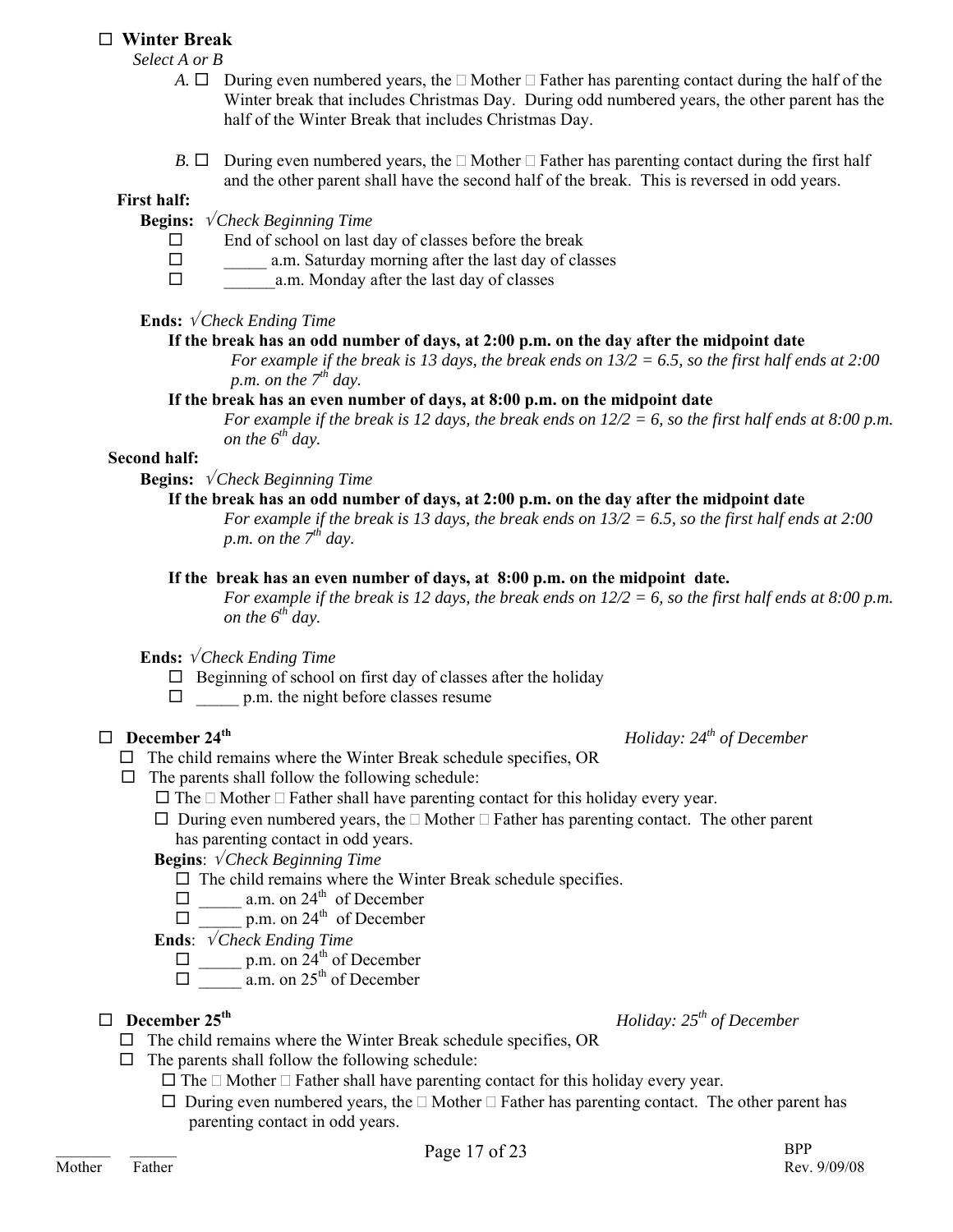☐ **Winter Break**

*Select A or B*

*A.* ☐ During even numbered years, the ☐ Mother ☐ Father has parenting contact during the half of the Winter break that includes Christmas Day. During odd numbered years, the other parent has the half of the Winter Break that includes Christmas Day.

*B.* ☐ During even numbered years, the ☐ Mother ☐ Father has parenting contact during the first half and the other parent shall have the second half of the break. This is reversed in odd years.

**First half:**

**Begins:** *√Check Beginning Time*

- ☐ End of school on last day of classes before the break
- ☐ _____ a.m. Saturday morning after the last day of classes
- ☐ ______a.m. Monday after the last day of classes

**Ends:** *√Check Ending Time*

**If the break has an odd number of days, at 2:00 p.m. on the day after the midpoint date**

*For example if the break is 13 days, the break ends on 13/2 = 6.5, so the first half ends at 2:00 p.m. on the 7th day.*

**If the break has an even number of days, at 8:00 p.m. on the midpoint date**

*For example if the break is 12 days, the break ends on 12/2 = 6, so the first half ends at 8:00 p.m. on the 6th day.*

**Second half:**

**Begins:** *√Check Beginning Time*

**If the break has an odd number of days, at 2:00 p.m. on the day after the midpoint date**

*For example if the break is 13 days, the break ends on 13/2 = 6.5, so the first half ends at 2:00 p.m. on the 7th day.*

**If the break has an even number of days, at 8:00 p.m. on the midpoint date.**

*For example if the break is 12 days, the break ends on 12/2 = 6, so the first half ends at 8:00 p.m. on the 6th day.*

**Ends:** *√Check Ending Time*

- ☐ Beginning of school on first day of classes after the holiday
- ☐ _____ p.m. the night before classes resume

☐ **December 24th** *Holiday: 24th of December*

☐ The child remains where the Winter Break schedule specifies, OR

☐ The parents shall follow the following schedule:

☐ The ☐ Mother ☐ Father shall have parenting contact for this holiday every year.

☐ During even numbered years, the ☐ Mother ☐ Father has parenting contact. The other parent has parenting contact in odd years.

**Begins**: *√Check Beginning Time*

- ☐ The child remains where the Winter Break schedule specifies.
- ☐ _____ a.m. on 24th of December
- ☐ _____ p.m. on 24th of December

**Ends**: *√Check Ending Time*

- ☐ _____ p.m. on 24th of December
- ☐ _____ a.m. on 25th of December

☐ **December 25th** *Holiday: 25th of December*

☐ The child remains where the Winter Break schedule specifies, OR

☐ The parents shall follow the following schedule:

☐ The ☐ Mother ☐ Father shall have parenting contact for this holiday every year.

☐ During even numbered years, the ☐ Mother ☐ Father has parenting contact. The other parent has parenting contact in odd years.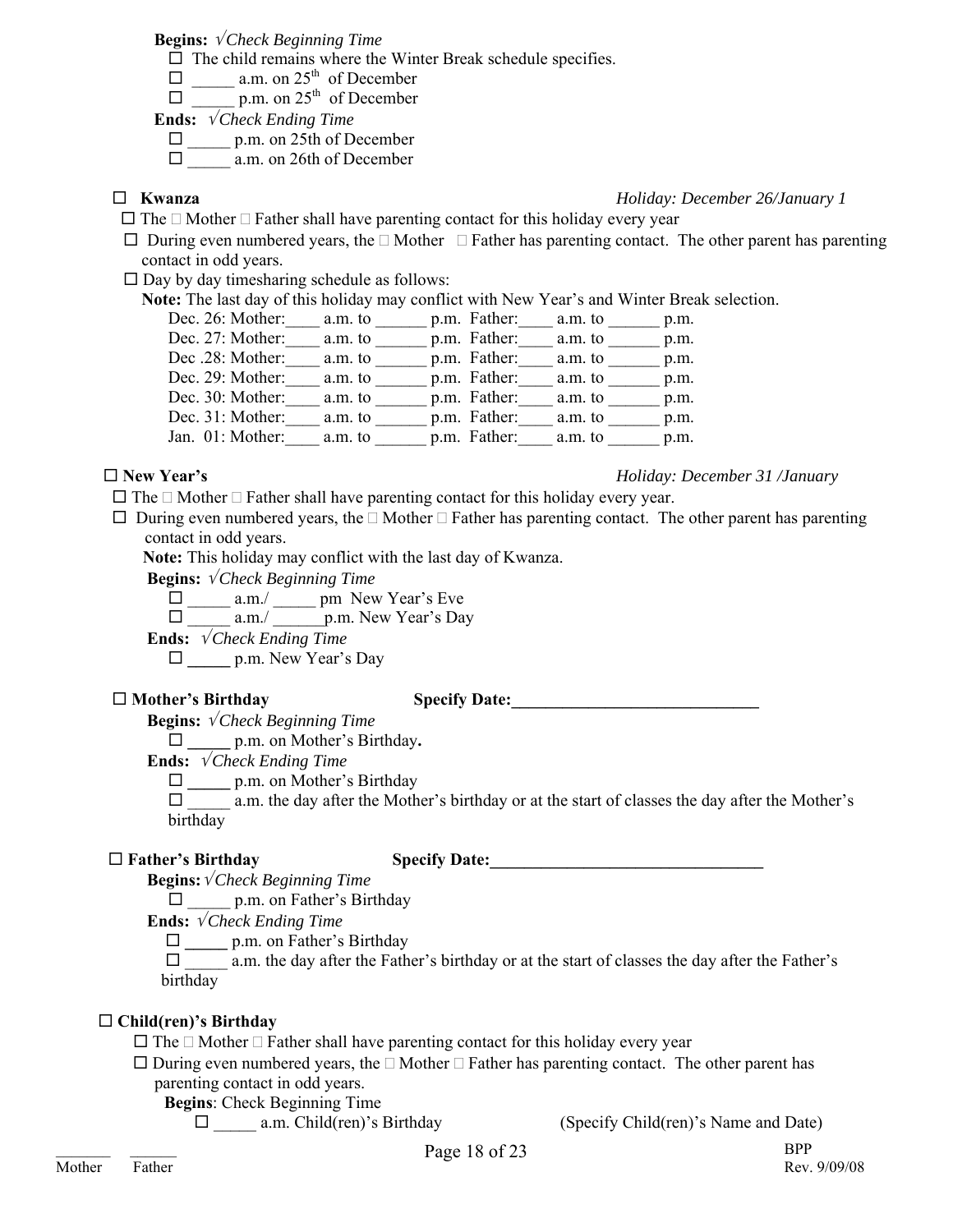**Begins:** *√Check Beginning Time*

- ☐ The child remains where the Winter Break schedule specifies.
- ☐ _____ a.m. on 25th of December
- ☐ _____ p.m. on 25th of December

**Ends:** *√Check Ending Time*

- ☐ _____ p.m. on 25th of December
- ☐ _____ a.m. on 26th of December

☐ **Kwanza** *Holiday: December 26/January 1*

☐ The ☐ Mother ☐ Father shall have parenting contact for this holiday every year

☐ During even numbered years, the ☐ Mother ☐ Father has parenting contact. The other parent has parenting contact in odd years.

☐ Day by day timesharing schedule as follows:

**Note:** The last day of this holiday may conflict with New Year's and Winter Break selection.

Dec. 26: Mother:____ a.m. to ______ p.m. Father:____ a.m. to ______ p.m.
Dec. 27: Mother:____ a.m. to ______ p.m. Father:____ a.m. to ______ p.m.
Dec .28: Mother:____ a.m. to ______ p.m. Father:____ a.m. to ______ p.m.
Dec. 29: Mother:____ a.m. to ______ p.m. Father:____ a.m. to ______ p.m.
Dec. 30: Mother:____ a.m. to ______ p.m. Father:____ a.m. to ______ p.m.
Dec. 31: Mother:____ a.m. to ______ p.m. Father:____ a.m. to ______ p.m.
Jan. 01: Mother:____ a.m. to ______ p.m. Father:____ a.m. to ______ p.m.

☐ **New Year's** *Holiday: December 31 /January*

☐ The ☐ Mother ☐ Father shall have parenting contact for this holiday every year.

☐ During even numbered years, the ☐ Mother ☐ Father has parenting contact. The other parent has parenting contact in odd years.

**Note:** This holiday may conflict with the last day of Kwanza.

**Begins:** *√Check Beginning Time*

- ☐ _____ a.m./ _____ pm New Year's Eve
- ☐ _____ a.m./ ______p.m. New Year's Day

**Ends:** *√Check Ending Time*

- ☐ _____ p.m. New Year's Day

☐ **Mother's Birthday** **Specify Date:______________________________**

**Begins:** *√Check Beginning Time*

- ☐ _____ p.m. on Mother's Birthday**.**

**Ends:** *√Check Ending Time*

- ☐ _____ p.m. on Mother's Birthday
- ☐ _____ a.m. the day after the Mother's birthday or at the start of classes the day after the Mother's birthday

☐ **Father's Birthday** **Specify Date:_________________________________**

**Begins:** *√Check Beginning Time*

- ☐ _____ p.m. on Father's Birthday

**Ends:** *√Check Ending Time*

- ☐ _____ p.m. on Father's Birthday
- ☐ _____ a.m. the day after the Father's birthday or at the start of classes the day after the Father's birthday

☐ **Child(ren)'s Birthday**

☐ The ☐ Mother ☐ Father shall have parenting contact for this holiday every year

☐ During even numbered years, the ☐ Mother ☐ Father has parenting contact. The other parent has parenting contact in odd years.

**Begins**: Check Beginning Time

- ☐ _____ a.m. Child(ren)'s Birthday (Specify Child(ren)'s Name and Date)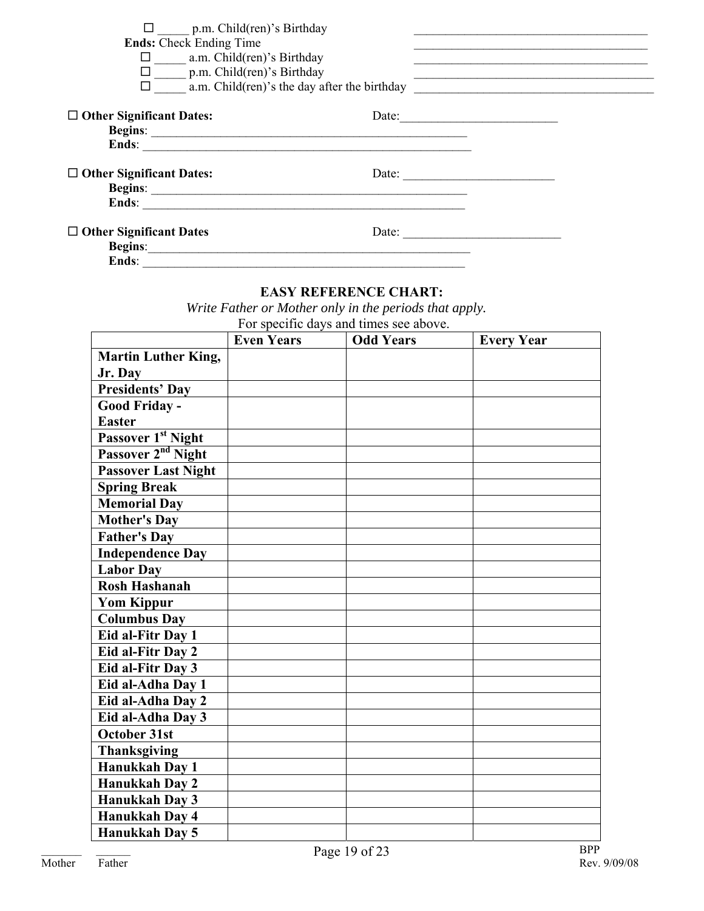☐ _____ p.m. Child(ren)'s Birthday ______________________________________

**Ends:** Check Ending Time ______________________________________

☐ _____ a.m. Child(ren)'s Birthday ______________________________________

☐ _____ p.m. Child(ren)'s Birthday ______________________________________

☐ _____ a.m. Child(ren)'s the day after the birthday ______________________________________

☐ **Other Significant Dates:** Date:_________________________

**Begins**: _____________________________________________________

**Ends**: _____________________________________________________

☐ **Other Significant Dates:** Date: ________________________

**Begins**: _____________________________________________________

**Ends**: _____________________________________________________

☐ **Other Significant Dates** Date: _________________________

**Begins**:_____________________________________________________

**Ends**: _____________________________________________________

## EASY REFERENCE CHART:

*Write Father or Mother only in the periods that apply.*

For specific days and times see above.

| | Even Years | Odd Years | Every Year |
|---|---|---|---|
| **Martin Luther King, Jr. Day** | | | |
| **Presidents' Day** | | | |
| **Good Friday - Easter** | | | |
| **Passover 1st Night** | | | |
| **Passover 2nd Night** | | | |
| **Passover Last Night** | | | |
| **Spring Break** | | | |
| **Memorial Day** | | | |
| **Mother's Day** | | | |
| **Father's Day** | | | |
| **Independence Day** | | | |
| **Labor Day** | | | |
| **Rosh Hashanah** | | | |
| **Yom Kippur** | | | |
| **Columbus Day** | | | |
| **Eid al-Fitr Day 1** | | | |
| **Eid al-Fitr Day 2** | | | |
| **Eid al-Fitr Day 3** | | | |
| **Eid al-Adha Day 1** | | | |
| **Eid al-Adha Day 2** | | | |
| **Eid al-Adha Day 3** | | | |
| **October 31st** | | | |
| **Thanksgiving** | | | |
| **Hanukkah Day 1** | | | |
| **Hanukkah Day 2** | | | |
| **Hanukkah Day 3** | | | |
| **Hanukkah Day 4** | | | |
| **Hanukkah Day 5** | | | |

_______ Mother _______ Father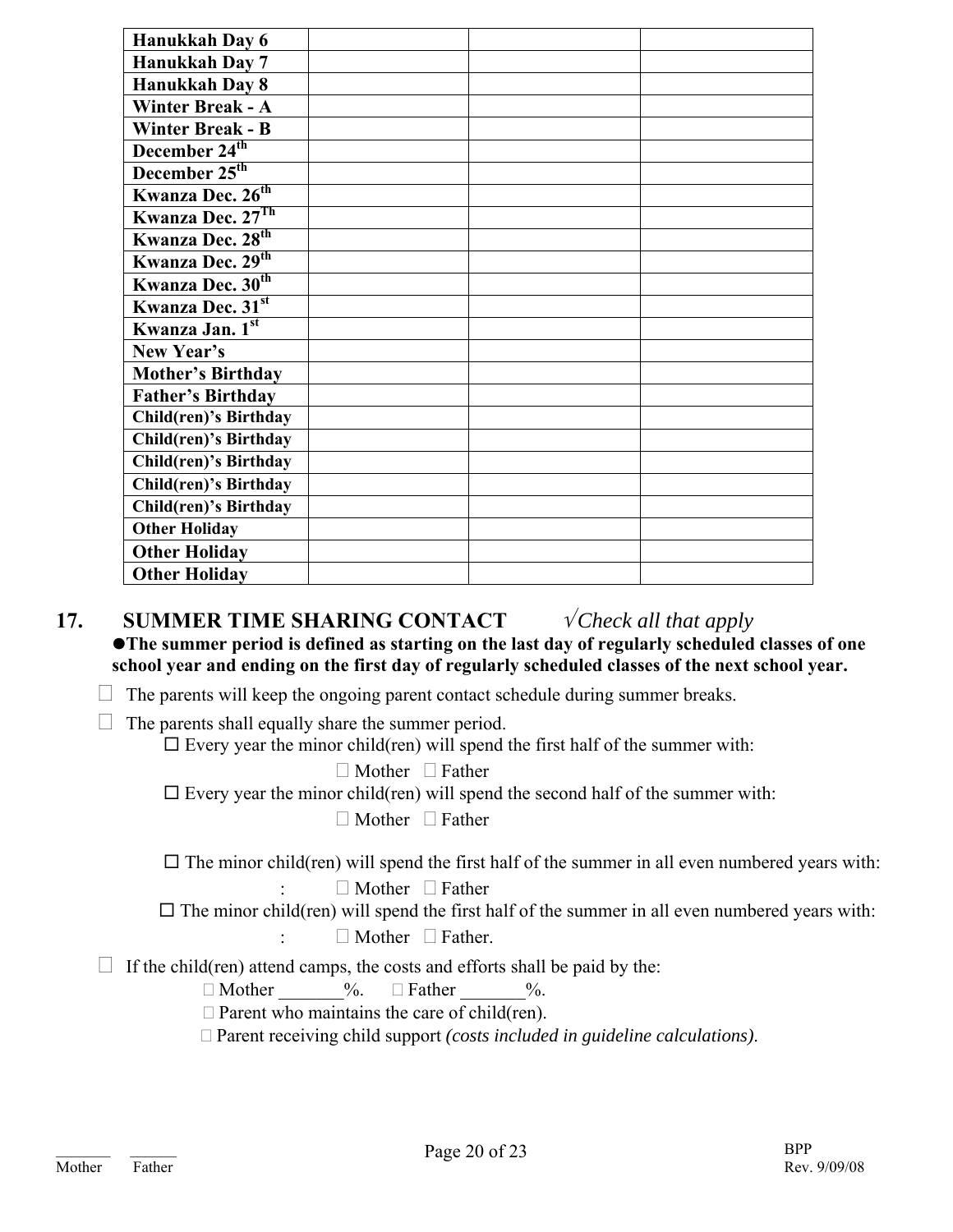| Hanukkah Day 6 | | | |
| --- | --- | --- | --- |
| Hanukkah Day 7 | | | |
| Hanukkah Day 8 | | | |
| Winter Break - A | | | |
| Winter Break - B | | | |
| December 24th | | | |
| December 25th | | | |
| Kwanza Dec. 26th | | | |
| Kwanza Dec. 27Th | | | |
| Kwanza Dec. 28th | | | |
| Kwanza Dec. 29th | | | |
| Kwanza Dec. 30th | | | |
| Kwanza Dec. 31st | | | |
| Kwanza Jan. 1st | | | |
| New Year's | | | |
| Mother's Birthday | | | |
| Father's Birthday | | | |
| Child(ren)'s Birthday | | | |
| Child(ren)'s Birthday | | | |
| Child(ren)'s Birthday | | | |
| Child(ren)'s Birthday | | | |
| Child(ren)'s Birthday | | | |
| Other Holiday | | | |
| Other Holiday | | | |
| Other Holiday | | | |

## 17. SUMMER TIME SHARING CONTACT *√Check all that apply*

●**The summer period is defined as starting on the last day of regularly scheduled classes of one school year and ending on the first day of regularly scheduled classes of the next school year.**

☐ The parents will keep the ongoing parent contact schedule during summer breaks.

☐ The parents shall equally share the summer period.

- ☐ Every year the minor child(ren) will spend the first half of the summer with:
  ☐ Mother ☐ Father
- ☐ Every year the minor child(ren) will spend the second half of the summer with:
  ☐ Mother ☐ Father
- ☐ The minor child(ren) will spend the first half of the summer in all even numbered years with:
  : ☐ Mother ☐ Father
- ☐ The minor child(ren) will spend the first half of the summer in all even numbered years with:
  : ☐ Mother ☐ Father.

☐ If the child(ren) attend camps, the costs and efforts shall be paid by the:

- ☐ Mother _______%. ☐ Father _______%.
- ☐ Parent who maintains the care of child(ren).
- ☐ Parent receiving child support *(costs included in guideline calculations)*.

_______ ______
Mother Father

BPP
Rev. 9/09/08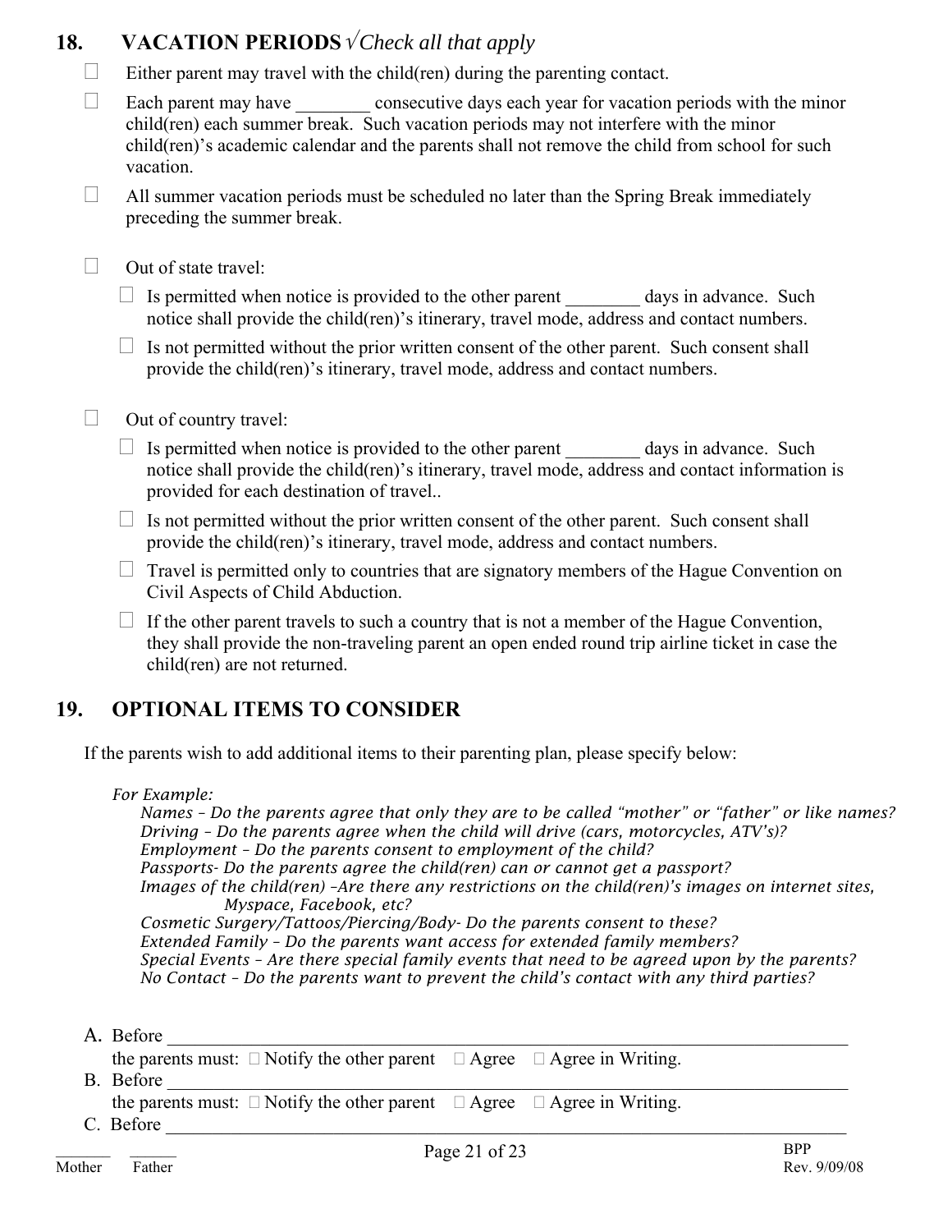## 18. VACATION PERIODS √*Check all that apply*

- ☐ Either parent may travel with the child(ren) during the parenting contact.
- ☐ Each parent may have ________ consecutive days each year for vacation periods with the minor child(ren) each summer break. Such vacation periods may not interfere with the minor child(ren)'s academic calendar and the parents shall not remove the child from school for such vacation.
- ☐ All summer vacation periods must be scheduled no later than the Spring Break immediately preceding the summer break.

- ☐ Out of state travel:
  - ☐ Is permitted when notice is provided to the other parent ________ days in advance. Such notice shall provide the child(ren)'s itinerary, travel mode, address and contact numbers.
  - ☐ Is not permitted without the prior written consent of the other parent. Such consent shall provide the child(ren)'s itinerary, travel mode, address and contact numbers.

- ☐ Out of country travel:
  - ☐ Is permitted when notice is provided to the other parent ________ days in advance. Such notice shall provide the child(ren)'s itinerary, travel mode, address and contact information is provided for each destination of travel..
  - ☐ Is not permitted without the prior written consent of the other parent. Such consent shall provide the child(ren)'s itinerary, travel mode, address and contact numbers.
  - ☐ Travel is permitted only to countries that are signatory members of the Hague Convention on Civil Aspects of Child Abduction.
  - ☐ If the other parent travels to such a country that is not a member of the Hague Convention, they shall provide the non-traveling parent an open ended round trip airline ticket in case the child(ren) are not returned.

## 19. OPTIONAL ITEMS TO CONSIDER

If the parents wish to add additional items to their parenting plan, please specify below:

*For Example:*
*Names – Do the parents agree that only they are to be called "mother" or "father" or like names?*
*Driving – Do the parents agree when the child will drive (cars, motorcycles, ATV's)?*
*Employment – Do the parents consent to employment of the child?*
*Passports- Do the parents agree the child(ren) can or cannot get a passport?*
*Images of the child(ren) –Are there any restrictions on the child(ren)'s images on internet sites, Myspace, Facebook, etc?*
*Cosmetic Surgery/Tattoos/Piercing/Body- Do the parents consent to these?*
*Extended Family – Do the parents want access for extended family members?*
*Special Events – Are there special family events that need to be agreed upon by the parents?*
*No Contact – Do the parents want to prevent the child's contact with any third parties?*

A. Before ________________________________________________________________
the parents must: ☐ Notify the other parent ☐ Agree ☐ Agree in Writing.

B. Before ________________________________________________________________
the parents must: ☐ Notify the other parent ☐ Agree ☐ Agree in Writing.

C. Before ________________________________________________________________

_______ Mother _______ Father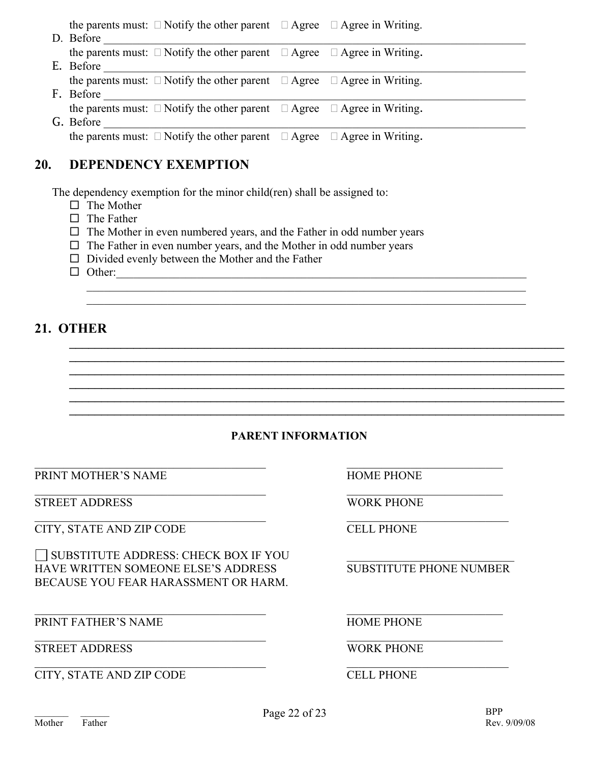the parents must: ☐ Notify the other parent ☐ Agree ☐ Agree in Writing.

D. Before ______________________________________________________________________
   the parents must: ☐ Notify the other parent ☐ Agree ☐ Agree in Writing.

E. Before ______________________________________________________________________
   the parents must: ☐ Notify the other parent ☐ Agree ☐ Agree in Writing.

F. Before ______________________________________________________________________
   the parents must: ☐ Notify the other parent ☐ Agree ☐ Agree in Writing.

G. Before ______________________________________________________________________
   the parents must: ☐ Notify the other parent ☐ Agree ☐ Agree in Writing.

## 20. DEPENDENCY EXEMPTION

The dependency exemption for the minor child(ren) shall be assigned to:

- ☐ The Mother
- ☐ The Father
- ☐ The Mother in even numbered years, and the Father in odd number years
- ☐ The Father in even number years, and the Mother in odd number years
- ☐ Divided evenly between the Mother and the Father
- ☐ Other:______________________________________________________________________
  ______________________________________________________________________________
  ______________________________________________________________________________

## 21. OTHER

________________________________________________________________________________
________________________________________________________________________________
________________________________________________________________________________
________________________________________________________________________________
________________________________________________________________________________
________________________________________________________________________________

**PARENT INFORMATION**

| | |
|---|---|
| ______________________________ PRINT MOTHER'S NAME | ______________________ HOME PHONE |
| ______________________________ STREET ADDRESS | ______________________ WORK PHONE |
| ______________________________ CITY, STATE AND ZIP CODE | ______________________ CELL PHONE |
| ☐ SUBSTITUTE ADDRESS: CHECK BOX IF YOU HAVE WRITTEN SOMEONE ELSE'S ADDRESS BECAUSE YOU FEAR HARASSMENT OR HARM. | ______________________ SUBSTITUTE PHONE NUMBER |
| ______________________________ PRINT FATHER'S NAME | ______________________ HOME PHONE |
| ______________________________ STREET ADDRESS | ______________________ WORK PHONE |
| ______________________________ CITY, STATE AND ZIP CODE | ______________________ CELL PHONE |

_______ Mother ______ Father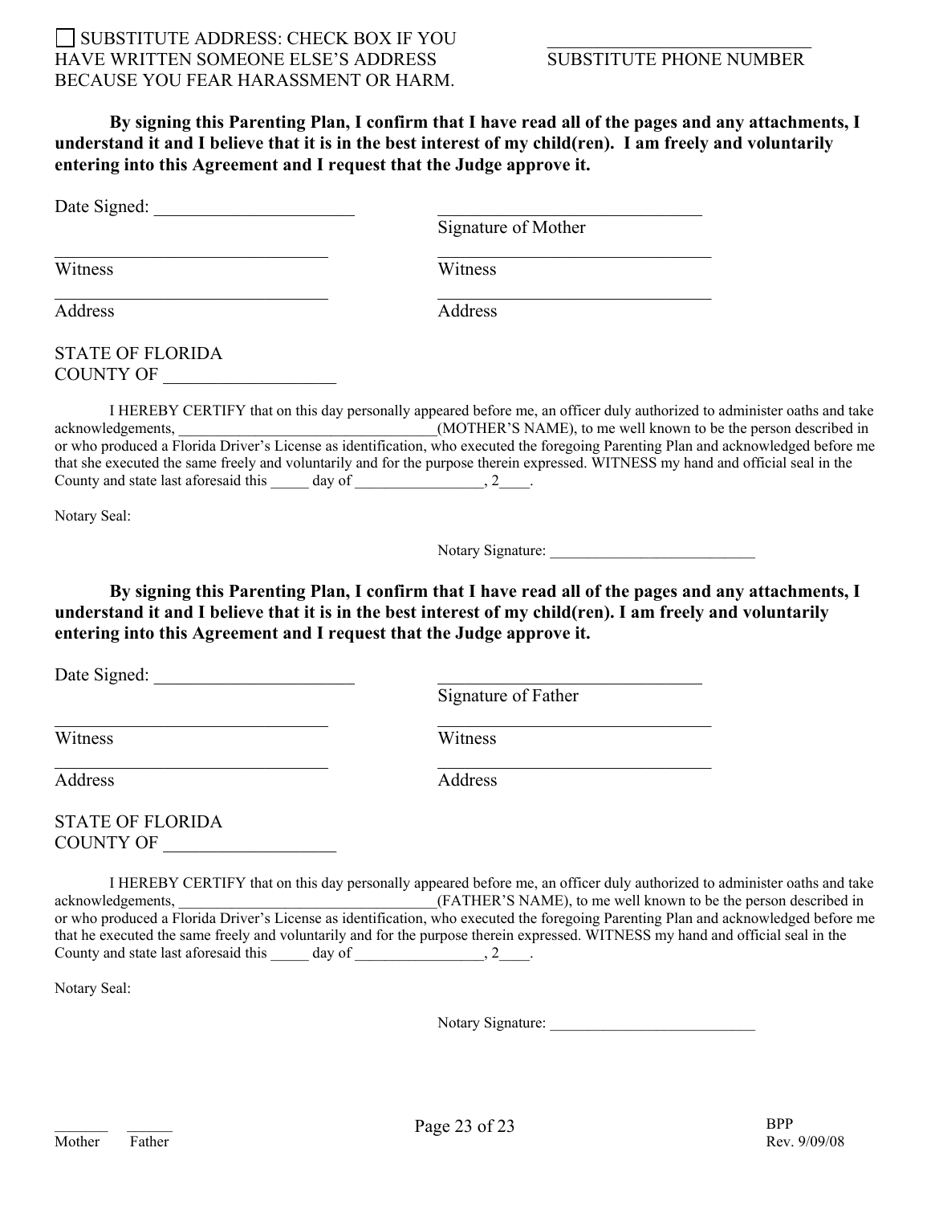☐ SUBSTITUTE ADDRESS: CHECK BOX IF YOU HAVE WRITTEN SOMEONE ELSE'S ADDRESS BECAUSE YOU FEAR HARASSMENT OR HARM.

\_\_\_\_\_\_\_\_\_\_\_\_\_\_\_\_\_\_\_\_\_\_\_\_\_\_\_\_\_\_
SUBSTITUTE PHONE NUMBER

**By signing this Parenting Plan, I confirm that I have read all of the pages and any attachments, I understand it and I believe that it is in the best interest of my child(ren). I am freely and voluntarily entering into this Agreement and I request that the Judge approve it.**

Date Signed: \_\_\_\_\_\_\_\_\_\_\_\_\_\_\_\_\_\_\_\_\_\_ \_\_\_\_\_\_\_\_\_\_\_\_\_\_\_\_\_\_\_\_\_\_\_\_\_\_\_\_\_\_
Signature of Mother

\_\_\_\_\_\_\_\_\_\_\_\_\_\_\_\_\_\_\_\_\_\_\_\_\_\_\_\_\_\_ \_\_\_\_\_\_\_\_\_\_\_\_\_\_\_\_\_\_\_\_\_\_\_\_\_\_\_\_\_\_
Witness Witness

\_\_\_\_\_\_\_\_\_\_\_\_\_\_\_\_\_\_\_\_\_\_\_\_\_\_\_\_\_\_ \_\_\_\_\_\_\_\_\_\_\_\_\_\_\_\_\_\_\_\_\_\_\_\_\_\_\_\_\_\_
Address Address

STATE OF FLORIDA
COUNTY OF \_\_\_\_\_\_\_\_\_\_\_\_\_\_\_\_\_\_\_

I HEREBY CERTIFY that on this day personally appeared before me, an officer duly authorized to administer oaths and take acknowledgements, \_\_\_\_\_\_\_\_\_\_\_\_\_\_\_\_\_\_\_\_\_\_\_\_\_\_\_\_\_\_\_\_\_\_(MOTHER'S NAME), to me well known to be the person described in or who produced a Florida Driver's License as identification, who executed the foregoing Parenting Plan and acknowledged before me that she executed the same freely and voluntarily and for the purpose therein expressed. WITNESS my hand and official seal in the County and state last aforesaid this \_\_\_\_\_ day of \_\_\_\_\_\_\_\_\_\_\_\_\_\_\_\_\_, 2\_\_\_\_.

Notary Seal:

Notary Signature: \_\_\_\_\_\_\_\_\_\_\_\_\_\_\_\_\_\_\_\_\_\_\_\_\_\_\_

**By signing this Parenting Plan, I confirm that I have read all of the pages and any attachments, I understand it and I believe that it is in the best interest of my child(ren). I am freely and voluntarily entering into this Agreement and I request that the Judge approve it.**

Date Signed: \_\_\_\_\_\_\_\_\_\_\_\_\_\_\_\_\_\_\_\_\_\_ \_\_\_\_\_\_\_\_\_\_\_\_\_\_\_\_\_\_\_\_\_\_\_\_\_\_\_\_\_\_
Signature of Father

\_\_\_\_\_\_\_\_\_\_\_\_\_\_\_\_\_\_\_\_\_\_\_\_\_\_\_\_\_\_ \_\_\_\_\_\_\_\_\_\_\_\_\_\_\_\_\_\_\_\_\_\_\_\_\_\_\_\_\_\_
Witness Witness

\_\_\_\_\_\_\_\_\_\_\_\_\_\_\_\_\_\_\_\_\_\_\_\_\_\_\_\_\_\_ \_\_\_\_\_\_\_\_\_\_\_\_\_\_\_\_\_\_\_\_\_\_\_\_\_\_\_\_\_\_
Address Address

STATE OF FLORIDA
COUNTY OF \_\_\_\_\_\_\_\_\_\_\_\_\_\_\_\_\_\_\_

I HEREBY CERTIFY that on this day personally appeared before me, an officer duly authorized to administer oaths and take acknowledgements, \_\_\_\_\_\_\_\_\_\_\_\_\_\_\_\_\_\_\_\_\_\_\_\_\_\_\_\_\_\_\_\_\_\_(FATHER'S NAME), to me well known to be the person described in or who produced a Florida Driver's License as identification, who executed the foregoing Parenting Plan and acknowledged before me that he executed the same freely and voluntarily and for the purpose therein expressed. WITNESS my hand and official seal in the County and state last aforesaid this \_\_\_\_\_ day of \_\_\_\_\_\_\_\_\_\_\_\_\_\_\_\_\_, 2\_\_\_\_.

Notary Seal:

Notary Signature: \_\_\_\_\_\_\_\_\_\_\_\_\_\_\_\_\_\_\_\_\_\_\_\_\_\_\_

\_\_\_\_\_\_\_ \_\_\_\_\_\_
Mother Father

BPP
Rev. 9/09/08